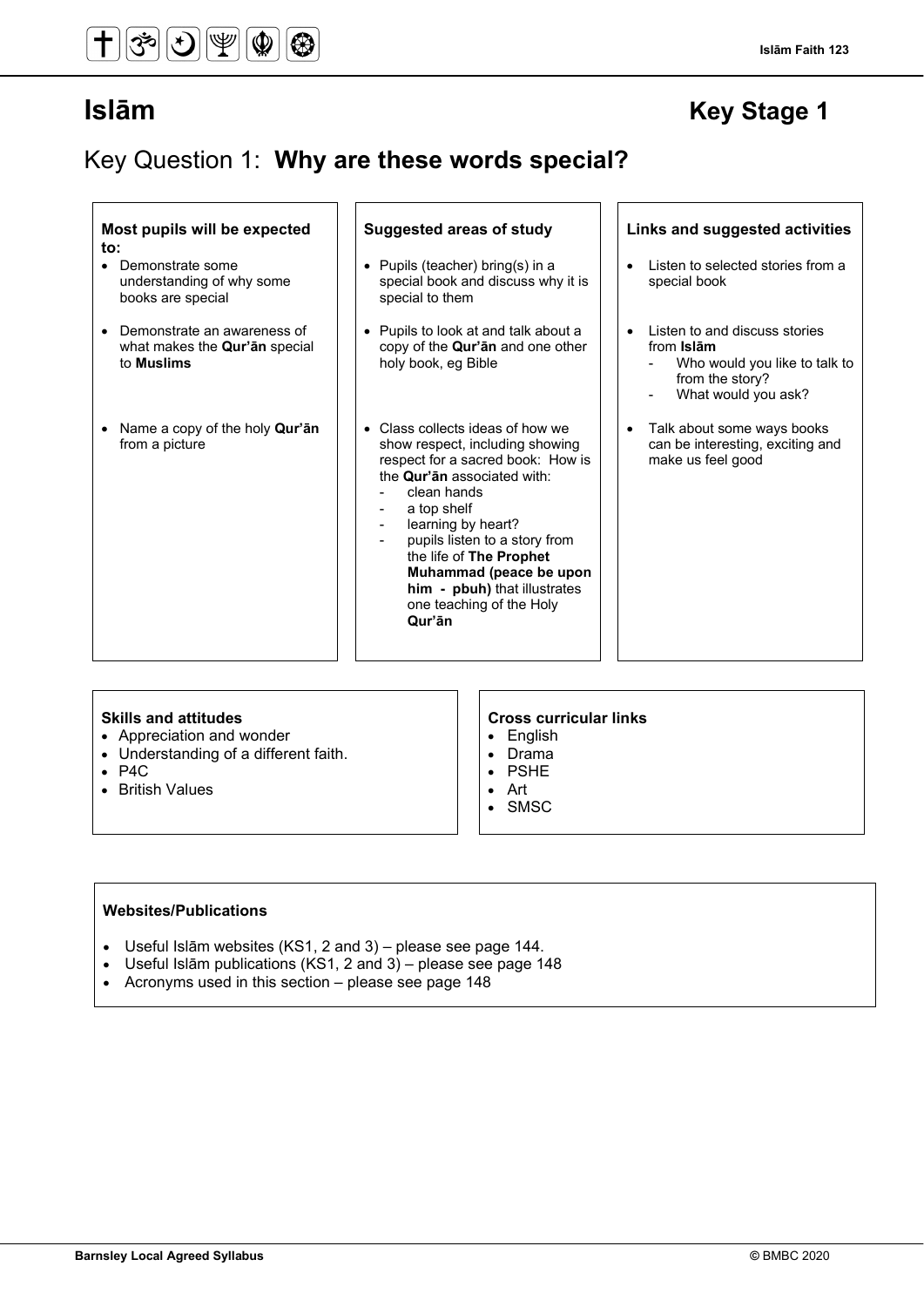# Islām

## Key Stage 1

## Key Question 1: **Why are these words special?**

| Most pupils will be expected to: | Suggested areas of study | Links and suggested activities |
|---|---|---|
| • Demonstrate some understanding of why some books are special | • Pupils (teacher) bring(s) in a special book and discuss why it is special to them | • Listen to selected stories from a special book |
| • Demonstrate an awareness of what makes the **Qur'ān** special to **Muslims** | • Pupils to look at and talk about a copy of the **Qur'ān** and one other holy book, eg Bible | • Listen to and discuss stories from **Islām**<br>- Who would you like to talk to from the story?<br>- What would you ask? |
| • Name a copy of the holy **Qur'ān** from a picture | • Class collects ideas of how we show respect, including showing respect for a sacred book: How is the **Qur'ān** associated with:<br>- clean hands<br>- a top shelf<br>- learning by heart?<br>- pupils listen to a story from the life of **The Prophet Muhammad (peace be upon him - pbuh)** that illustrates one teaching of the Holy **Qur'ān** | • Talk about some ways books can be interesting, exciting and make us feel good |

**Skills and attitudes**

- Appreciation and wonder
- Understanding of a different faith.
- P4C
- British Values

**Cross curricular links**

- English
- Drama
- PSHE
- Art
- SMSC

**Websites/Publications**

- Useful Islām websites (KS1, 2 and 3) – please see page 144.
- Useful Islām publications (KS1, 2 and 3) – please see page 148
- Acronyms used in this section – please see page 148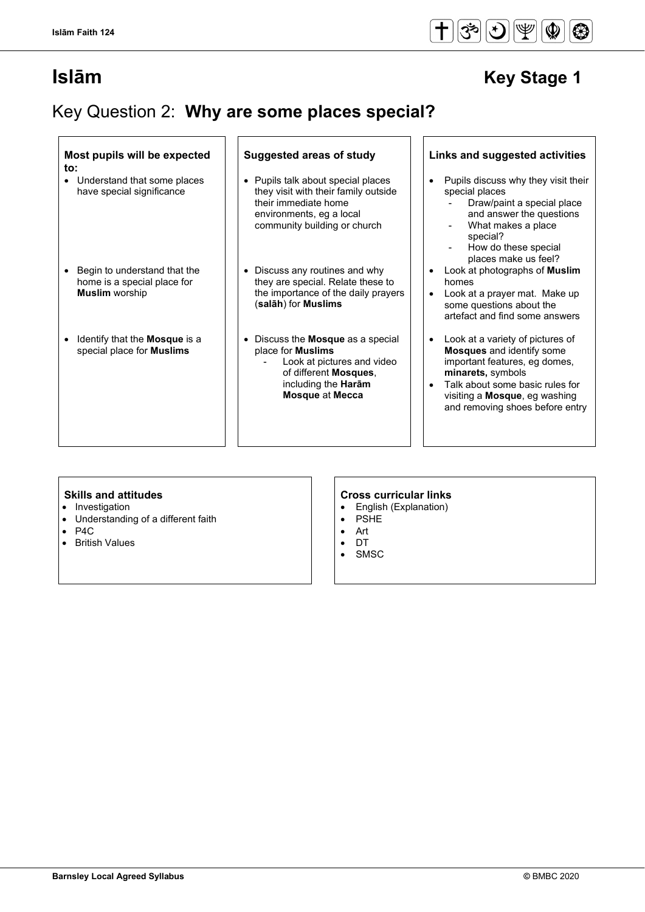# Islām

## Key Stage 1

## Key Question 2: **Why are some places special?**

| Most pupils will be expected to: | Suggested areas of study | Links and suggested activities |
| --- | --- | --- |
| • Understand that some places have special significance | • Pupils talk about special places they visit with their family outside their immediate home environments, eg a local community building or church | • Pupils discuss why they visit their special places<br>- Draw/paint a special place and answer the questions<br>- What makes a place special?<br>- How do these special places make us feel? |
| • Begin to understand that the home is a special place for **Muslim** worship | • Discuss any routines and why they are special. Relate these to the importance of the daily prayers (**salāh**) for **Muslims** | • Look at photographs of **Muslim** homes<br>• Look at a prayer mat. Make up some questions about the artefact and find some answers |
| • Identify that the **Mosque** is a special place for **Muslims** | • Discuss the **Mosque** as a special place for **Muslims**<br>- Look at pictures and video of different **Mosques**, including the **Harām Mosque** at **Mecca** | • Look at a variety of pictures of **Mosques** and identify some important features, eg domes, **minarets,** symbols<br>• Talk about some basic rules for visiting a **Mosque**, eg washing and removing shoes before entry |

**Skills and attitudes**

- Investigation
- Understanding of a different faith
- P4C
- British Values

**Cross curricular links**

- English (Explanation)
- PSHE
- Art
- DT
- SMSC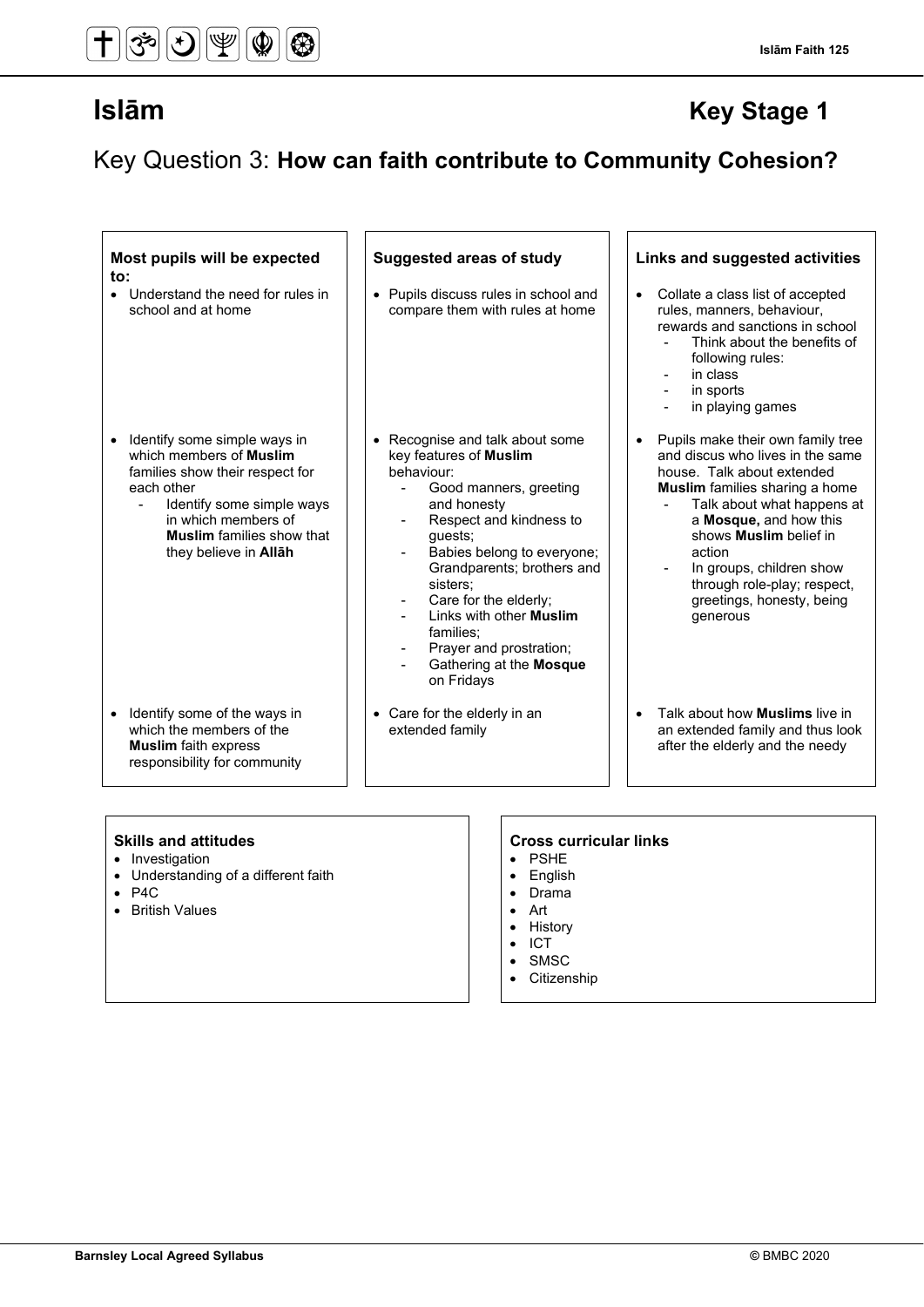# Islām

## Key Stage 1

## Key Question 3: **How can faith contribute to Community Cohesion?**

| Most pupils will be expected to: | Suggested areas of study | Links and suggested activities |
|---|---|---|
| • Understand the need for rules in school and at home | • Pupils discuss rules in school and compare them with rules at home | • Collate a class list of accepted rules, manners, behaviour, rewards and sanctions in school<br>- Think about the benefits of following rules:<br>- in class<br>- in sports<br>- in playing games |
| • Identify some simple ways in which members of **Muslim** families show their respect for each other<br>- Identify some simple ways in which members of **Muslim** families show that they believe in **Allāh** | • Recognise and talk about some key features of **Muslim** behaviour:<br>- Good manners, greeting and honesty<br>- Respect and kindness to guests;<br>- Babies belong to everyone; Grandparents; brothers and sisters;<br>- Care for the elderly;<br>- Links with other **Muslim** families;<br>- Prayer and prostration;<br>- Gathering at the **Mosque** on Fridays | • Pupils make their own family tree and discus who lives in the same house. Talk about extended **Muslim** families sharing a home<br>- Talk about what happens at a **Mosque,** and how this shows **Muslim** belief in action<br>- In groups, children show through role-play; respect, greetings, honesty, being generous |
| • Identify some of the ways in which the members of the **Muslim** faith express responsibility for community | • Care for the elderly in an extended family | • Talk about how **Muslims** live in an extended family and thus look after the elderly and the needy |

**Skills and attitudes**

- Investigation
- Understanding of a different faith
- P4C
- British Values

**Cross curricular links**

- PSHE
- English
- Drama
- Art
- History
- ICT
- SMSC
- Citizenship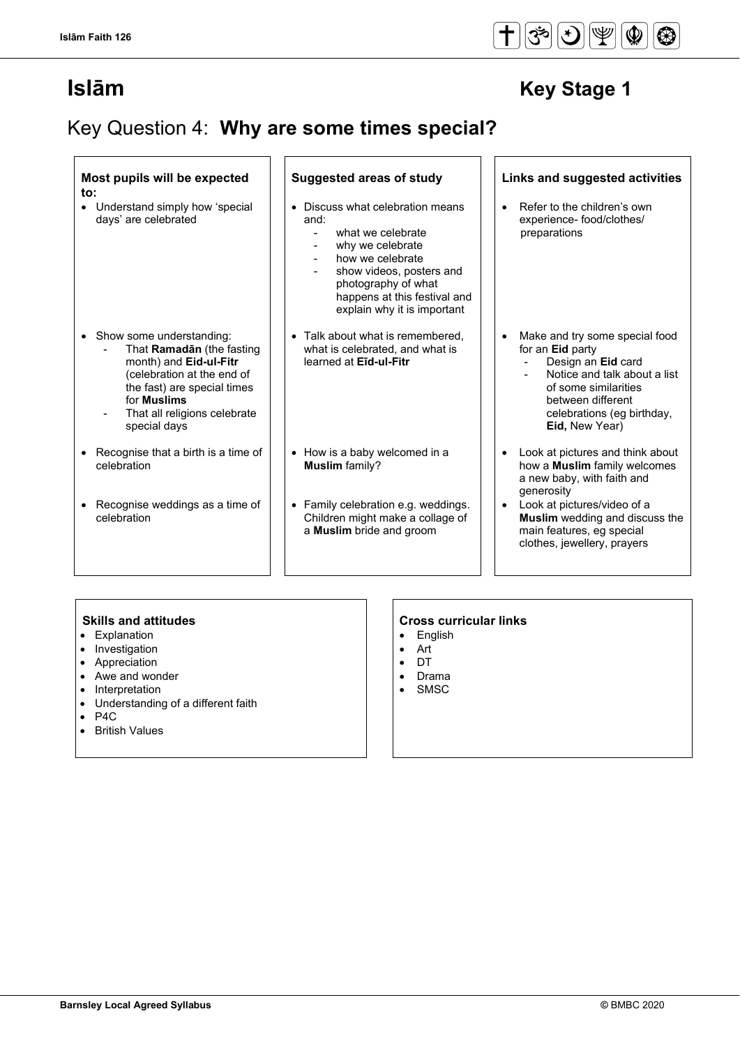# Islām

## Key Stage 1

## Key Question 4: **Why are some times special?**

| **Most pupils will be expected to:** | **Suggested areas of study** | **Links and suggested activities** |
| --- | --- | --- |
| • Understand simply how 'special days' are celebrated | • Discuss what celebration means and:<br>- what we celebrate<br>- why we celebrate<br>- how we celebrate<br>- show videos, posters and photography of what happens at this festival and explain why it is important | • Refer to the children's own experience- food/clothes/ preparations |
| • Show some understanding:<br>- That **Ramadān** (the fasting month) and **Eid-ul-Fitr** (celebration at the end of the fast) are special times for **Muslims**<br>- That all religions celebrate special days | • Talk about what is remembered, what is celebrated, and what is learned at **Eīd-ul-Fitr** | • Make and try some special food for an **Eid** party<br>- Design an **Eid** card<br>- Notice and talk about a list of some similarities between different celebrations (eg birthday, **Eid,** New Year) |
| • Recognise that a birth is a time of celebration | • How is a baby welcomed in a **Muslim** family? | • Look at pictures and think about how a **Muslim** family welcomes a new baby, with faith and generosity |
| • Recognise weddings as a time of celebration | • Family celebration e.g. weddings. Children might make a collage of a **Muslim** bride and groom | • Look at pictures/video of a **Muslim** wedding and discuss the main features, eg special clothes, jewellery, prayers |

**Skills and attitudes**

- Explanation
- Investigation
- Appreciation
- Awe and wonder
- Interpretation
- Understanding of a different faith
- P4C
- British Values

**Cross curricular links**

- English
- Art
- DT
- Drama
- SMSC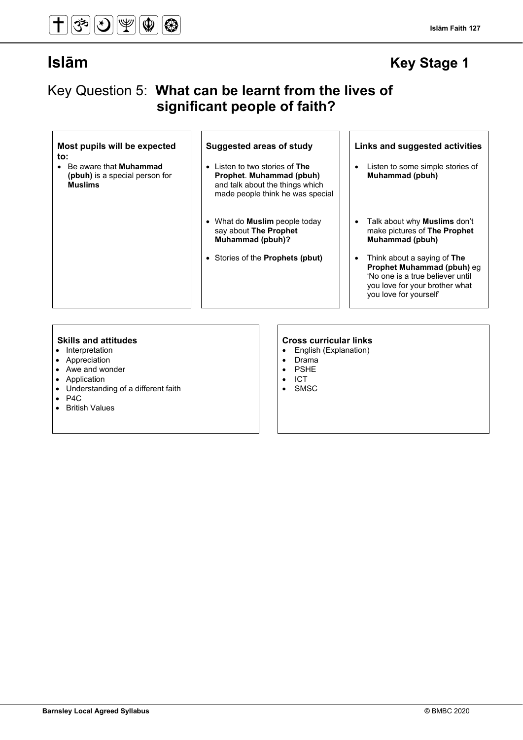# Islām

## Key Stage 1

## Key Question 5: **What can be learnt from the lives of significant people of faith?**

| Most pupils will be expected to: | Suggested areas of study | Links and suggested activities |
|---|---|---|
| • Be aware that **Muhammad (pbuh)** is a special person for **Muslims** | • Listen to two stories of **The Prophet**. **Muhammad (pbuh)** and talk about the things which made people think he was special | • Listen to some simple stories of **Muhammad (pbuh)** |
| | • What do **Muslim** people today say about **The Prophet Muhammad (pbuh)?** | • Talk about why **Muslims** don't make pictures of **The Prophet Muhammad (pbuh)** |
| | • Stories of the **Prophets (pbut)** | • Think about a saying of **The Prophet Muhammad (pbuh)** eg 'No one is a true believer until you love for your brother what you love for yourself' |

**Skills and attitudes**

- Interpretation
- Appreciation
- Awe and wonder
- Application
- Understanding of a different faith
- P4C
- British Values

**Cross curricular links**

- English (Explanation)
- Drama
- PSHE
- ICT
- SMSC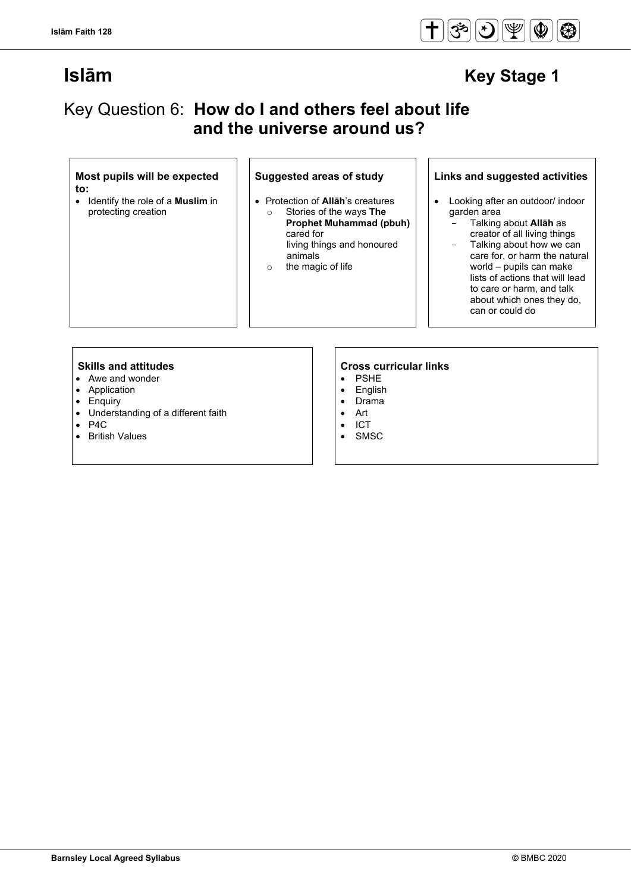# Islām

## Key Stage 1

## Key Question 6: **How do I and others feel about life and the universe around us?**

### Most pupils will be expected to:

- Identify the role of a **Muslim** in protecting creation

### Suggested areas of study

- Protection of **Allāh**'s creatures
  - Stories of the ways **The Prophet Muhammad (pbuh)** cared for living things and honoured animals
  - the magic of life

### Links and suggested activities

- Looking after an outdoor/ indoor garden area
  - Talking about **Allāh** as creator of all living things
  - Talking about how we can care for, or harm the natural world – pupils can make lists of actions that will lead to care or harm, and talk about which ones they do, can or could do

### Skills and attitudes

- Awe and wonder
- Application
- Enquiry
- Understanding of a different faith
- P4C
- British Values

### Cross curricular links

- PSHE
- English
- Drama
- Art
- ICT
- SMSC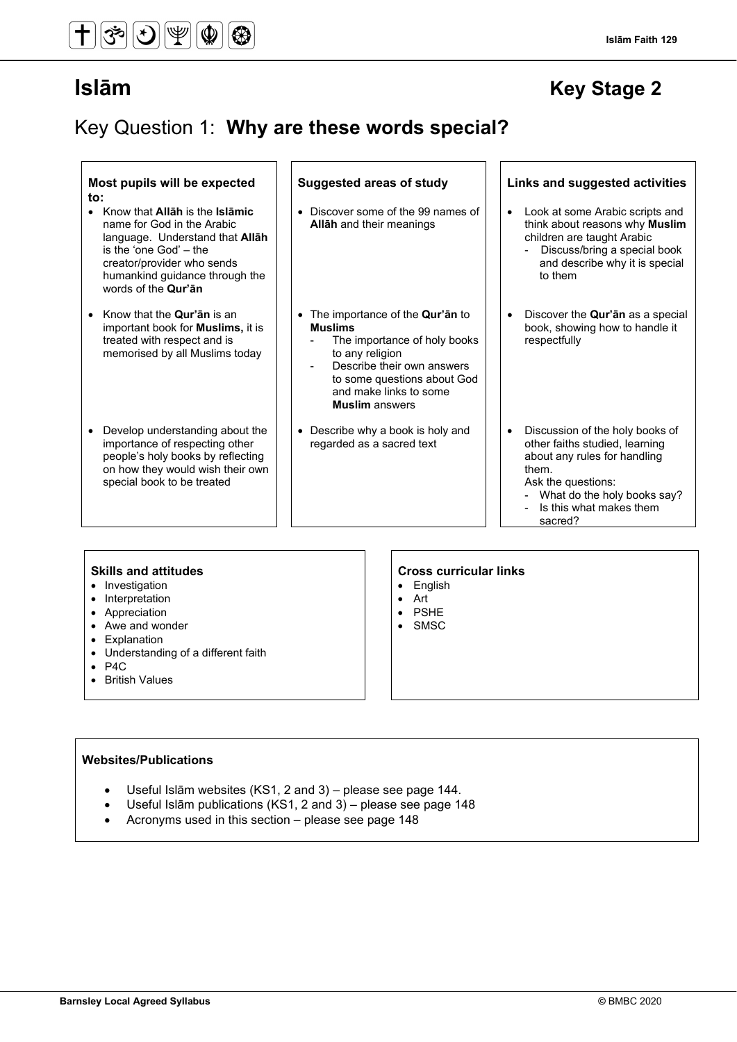# Islām

## Key Stage 2

## Key Question 1: **Why are these words special?**

| Most pupils will be expected to: | Suggested areas of study | Links and suggested activities |
|---|---|---|
| • Know that **Allāh** is the **Islāmic** name for God in the Arabic language. Understand that **Allāh** is the 'one God' – the creator/provider who sends humankind guidance through the words of the **Qur'ān** | • Discover some of the 99 names of **Allāh** and their meanings | • Look at some Arabic scripts and think about reasons why **Muslim** children are taught Arabic<br>- Discuss/bring a special book and describe why it is special to them |
| • Know that the **Qur'ān** is an important book for **Muslims,** it is treated with respect and is memorised by all Muslims today | • The importance of the **Qur'ān** to **Muslims**<br>- The importance of holy books to any religion<br>- Describe their own answers to some questions about God and make links to some **Muslim** answers | • Discover the **Qur'ān** as a special book, showing how to handle it respectfully |
| • Develop understanding about the importance of respecting other people's holy books by reflecting on how they would wish their own special book to be treated | • Describe why a book is holy and regarded as a sacred text | • Discussion of the holy books of other faiths studied, learning about any rules for handling them.<br>Ask the questions:<br>- What do the holy books say?<br>- Is this what makes them sacred? |

**Skills and attitudes**

- Investigation
- Interpretation
- Appreciation
- Awe and wonder
- Explanation
- Understanding of a different faith
- P4C
- British Values

**Cross curricular links**

- English
- Art
- PSHE
- SMSC

**Websites/Publications**

- Useful Islām websites (KS1, 2 and 3) – please see page 144.
- Useful Islām publications (KS1, 2 and 3) – please see page 148
- Acronyms used in this section – please see page 148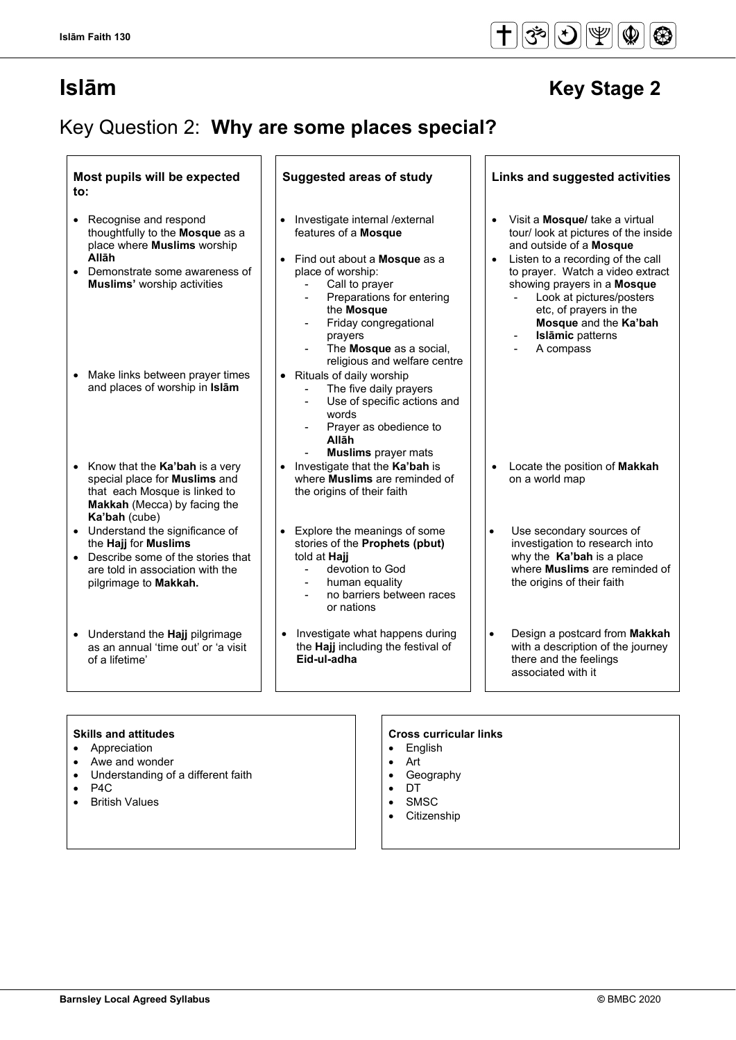# Islām

## Key Stage 2

## Key Question 2: **Why are some places special?**

| Most pupils will be expected to: | Suggested areas of study | Links and suggested activities |
|---|---|---|
| • Recognise and respond thoughtfully to the **Mosque** as a place where **Muslims** worship **Allāh**<br>• Demonstrate some awareness of **Muslims'** worship activities | • Investigate internal /external features of a **Mosque**<br>• Find out about a **Mosque** as a place of worship:<br>- Call to prayer<br>- Preparations for entering the **Mosque**<br>- Friday congregational prayers<br>- The **Mosque** as a social, religious and welfare centre | • Visit a **Mosque/** take a virtual tour/ look at pictures of the inside and outside of a **Mosque**<br>• Listen to a recording of the call to prayer. Watch a video extract showing prayers in a **Mosque**<br>- Look at pictures/posters etc, of prayers in the **Mosque** and the **Ka'bah**<br>- **Islāmic** patterns<br>- A compass |
| • Make links between prayer times and places of worship in **Islām** | • Rituals of daily worship<br>- The five daily prayers<br>- Use of specific actions and words<br>- Prayer as obedience to **Allāh**<br>- **Muslims** prayer mats | |
| • Know that the **Ka'bah** is a very special place for **Muslims** and that each Mosque is linked to **Makkah** (Mecca) by facing the **Ka'bah** (cube) | • Investigate that the **Ka'bah** is where **Muslims** are reminded of the origins of their faith | • Locate the position of **Makkah** on a world map |
| • Understand the significance of the **Hajj** for **Muslims**<br>• Describe some of the stories that are told in association with the pilgrimage to **Makkah.** | • Explore the meanings of some stories of the **Prophets (pbut)** told at **Hajj**<br>- devotion to God<br>- human equality<br>- no barriers between races or nations | • Use secondary sources of investigation to research into why the **Ka'bah** is a place where **Muslims** are reminded of the origins of their faith |
| • Understand the **Hajj** pilgrimage as an annual 'time out' or 'a visit of a lifetime' | • Investigate what happens during the **Hajj** including the festival of **Eid-ul-adha** | • Design a postcard from **Makkah** with a description of the journey there and the feelings associated with it |

**Skills and attitudes**

- Appreciation
- Awe and wonder
- Understanding of a different faith
- P4C
- British Values

**Cross curricular links**

- English
- Art
- Geography
- DT
- SMSC
- Citizenship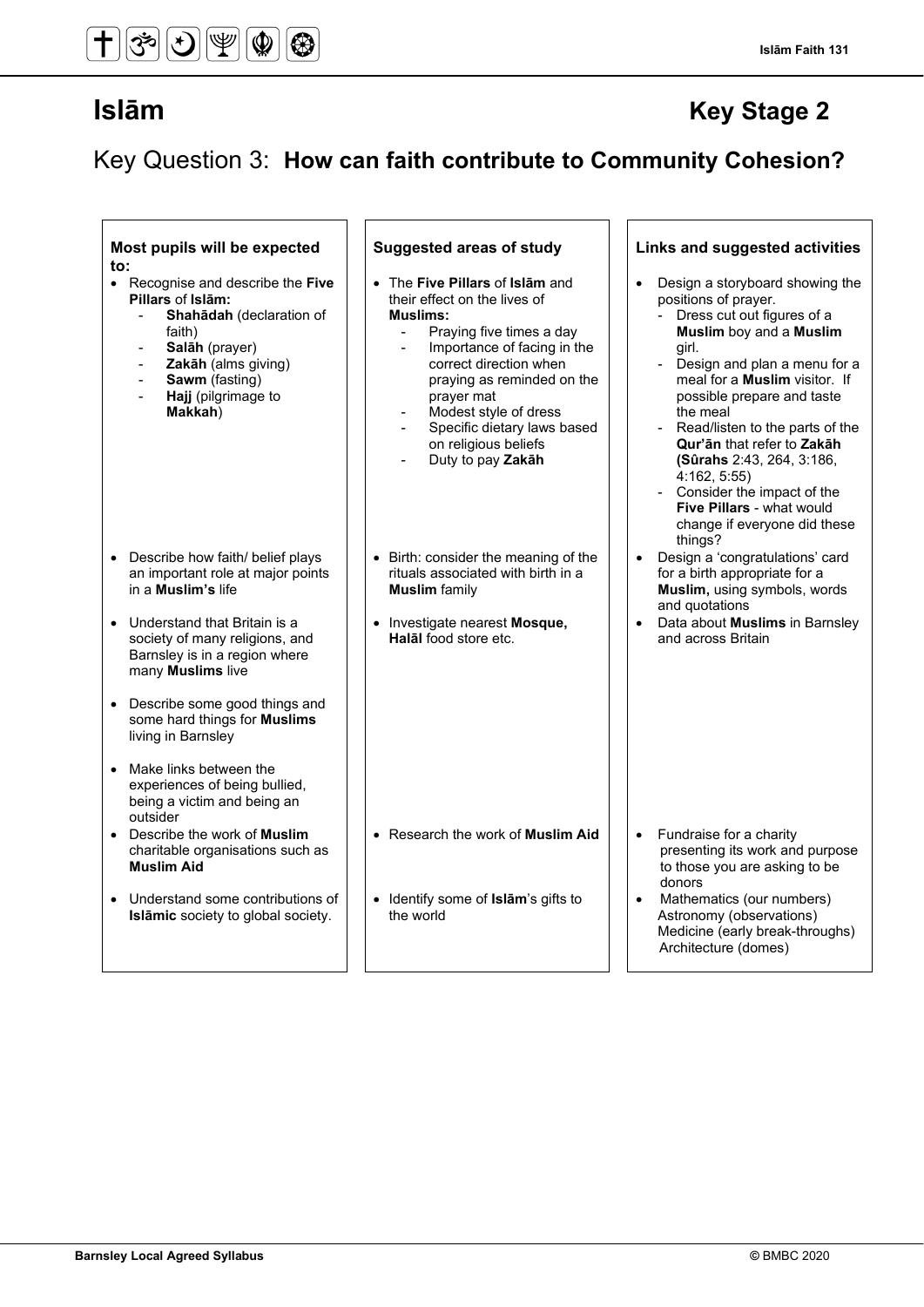# Islām

## Key Stage 2

## Key Question 3: **How can faith contribute to Community Cohesion?**

| **Most pupils will be expected to:** | **Suggested areas of study** | **Links and suggested activities** |
|---|---|---|
| • Recognise and describe the **Five Pillars** of **Islām:**<br>- **Shahādah** (declaration of faith)<br>- **Salāh** (prayer)<br>- **Zakāh** (alms giving)<br>- **Sawm** (fasting)<br>- **Hajj** (pilgrimage to **Makkah**) | • The **Five Pillars** of **Islām** and their effect on the lives of **Muslims:**<br>- Praying five times a day<br>- Importance of facing in the correct direction when praying as reminded on the prayer mat<br>- Modest style of dress<br>- Specific dietary laws based on religious beliefs<br>- Duty to pay **Zakāh** | • Design a storyboard showing the positions of prayer.<br>- Dress cut out figures of a **Muslim** boy and a **Muslim** girl.<br>- Design and plan a menu for a meal for a **Muslim** visitor. If possible prepare and taste the meal<br>- Read/listen to the parts of the **Qur'ān** that refer to **Zakāh (Sûrahs** 2:43, 264, 3:186, 4:162, 5:55)<br>- Consider the impact of the **Five Pillars** - what would change if everyone did these things? |
| • Describe how faith/ belief plays an important role at major points in a **Muslim's** life | • Birth: consider the meaning of the rituals associated with birth in a **Muslim** family | • Design a 'congratulations' card for a birth appropriate for a **Muslim,** using symbols, words and quotations |
| • Understand that Britain is a society of many religions, and Barnsley is in a region where many **Muslims** live<br><br>• Describe some good things and some hard things for **Muslims** living in Barnsley<br><br>• Make links between the experiences of being bullied, being a victim and being an outsider | • Investigate nearest **Mosque, Halāl** food store etc. | • Data about **Muslims** in Barnsley and across Britain |
| • Describe the work of **Muslim** charitable organisations such as **Muslim Aid** | • Research the work of **Muslim Aid** | • Fundraise for a charity presenting its work and purpose to those you are asking to be donors |
| • Understand some contributions of **Islāmic** society to global society. | • Identify some of **Islām**'s gifts to the world | • Mathematics (our numbers)<br>Astronomy (observations)<br>Medicine (early break-throughs)<br>Architecture (domes) |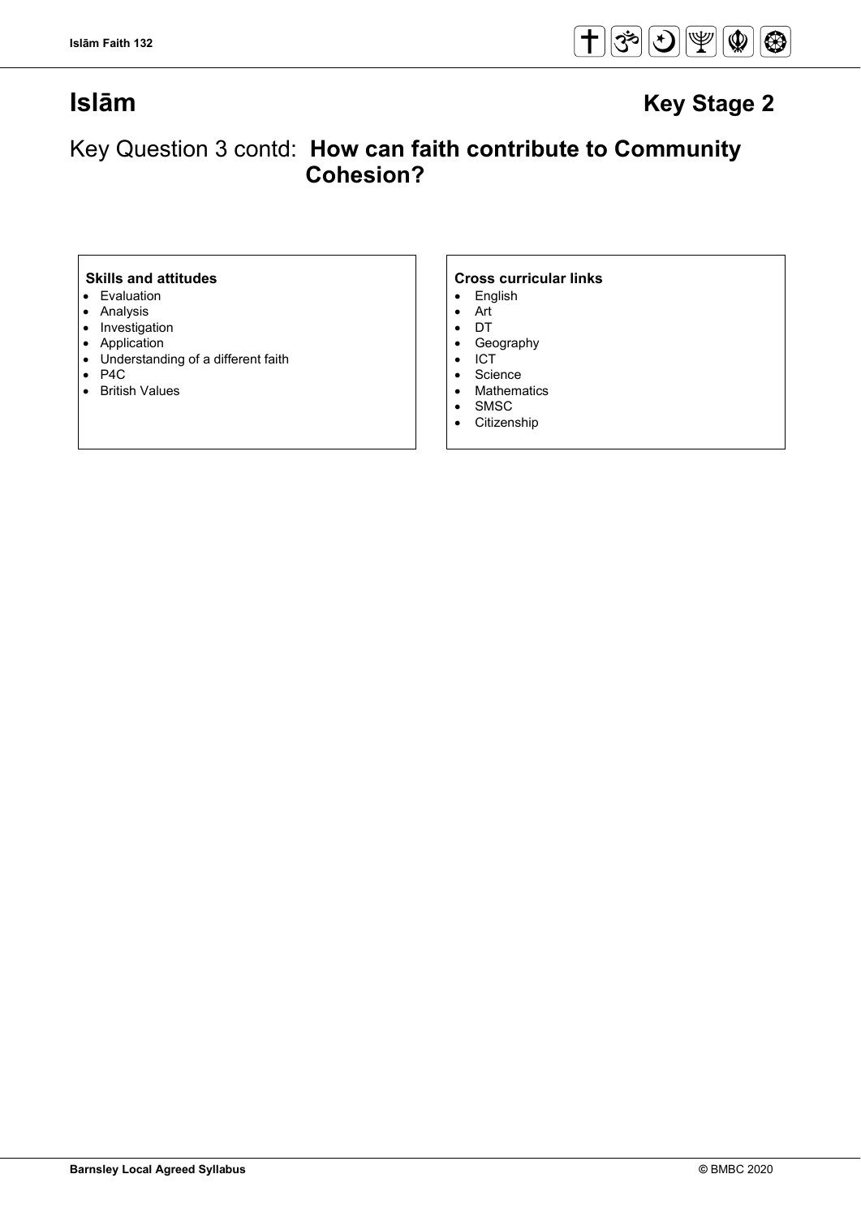# Islām

## Key Stage 2

## Key Question 3 contd: **How can faith contribute to Community Cohesion?**

**Skills and attitudes**

- Evaluation
- Analysis
- Investigation
- Application
- Understanding of a different faith
- P4C
- British Values

**Cross curricular links**

- English
- Art
- DT
- Geography
- ICT
- Science
- Mathematics
- SMSC
- Citizenship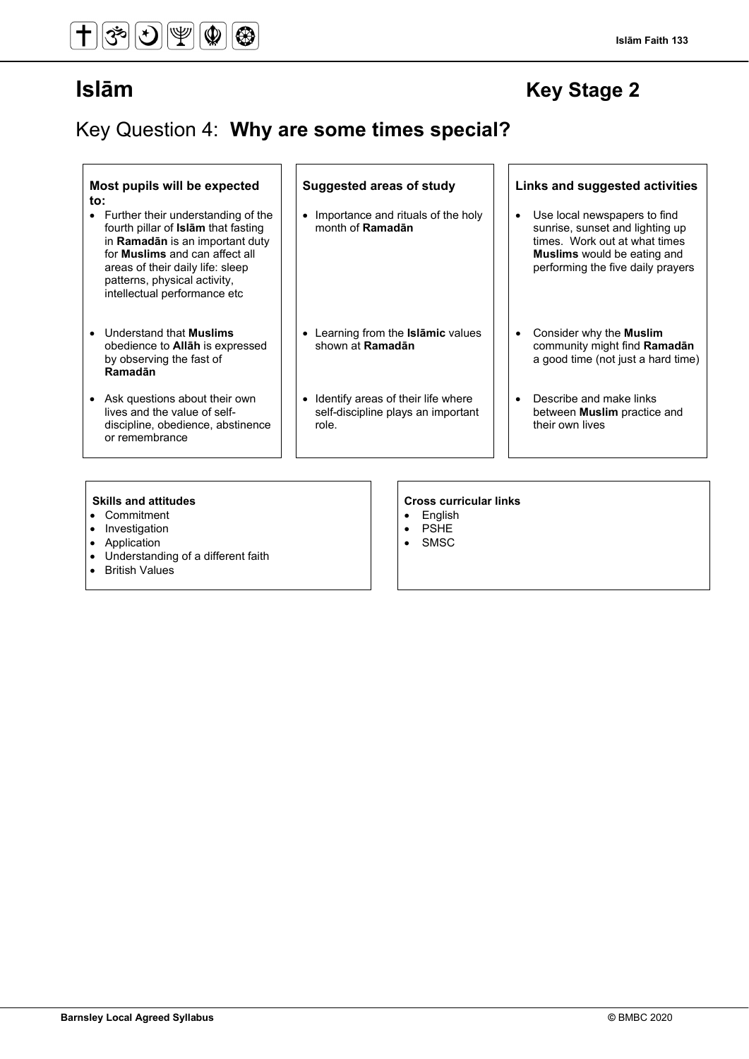# Islām

## Key Stage 2

## Key Question 4: **Why are some times special?**

| Most pupils will be expected to: | Suggested areas of study | Links and suggested activities |
| --- | --- | --- |
| Further their understanding of the fourth pillar of **Islām** that fasting in **Ramadān** is an important duty for **Muslims** and can affect all areas of their daily life: sleep patterns, physical activity, intellectual performance etc | Importance and rituals of the holy month of **Ramadān** | Use local newspapers to find sunrise, sunset and lighting up times. Work out at what times **Muslims** would be eating and performing the five daily prayers |
| Understand that **Muslims** obedience to **Allāh** is expressed by observing the fast of **Ramadān** | Learning from the **Islāmic** values shown at **Ramadān** | Consider why the **Muslim** community might find **Ramadān** a good time (not just a hard time) |
| Ask questions about their own lives and the value of self-discipline, obedience, abstinence or remembrance | Identify areas of their life where self-discipline plays an important role. | Describe and make links between **Muslim** practice and their own lives |

**Skills and attitudes**
- Commitment
- Investigation
- Application
- Understanding of a different faith
- British Values

**Cross curricular links**
- English
- PSHE
- SMSC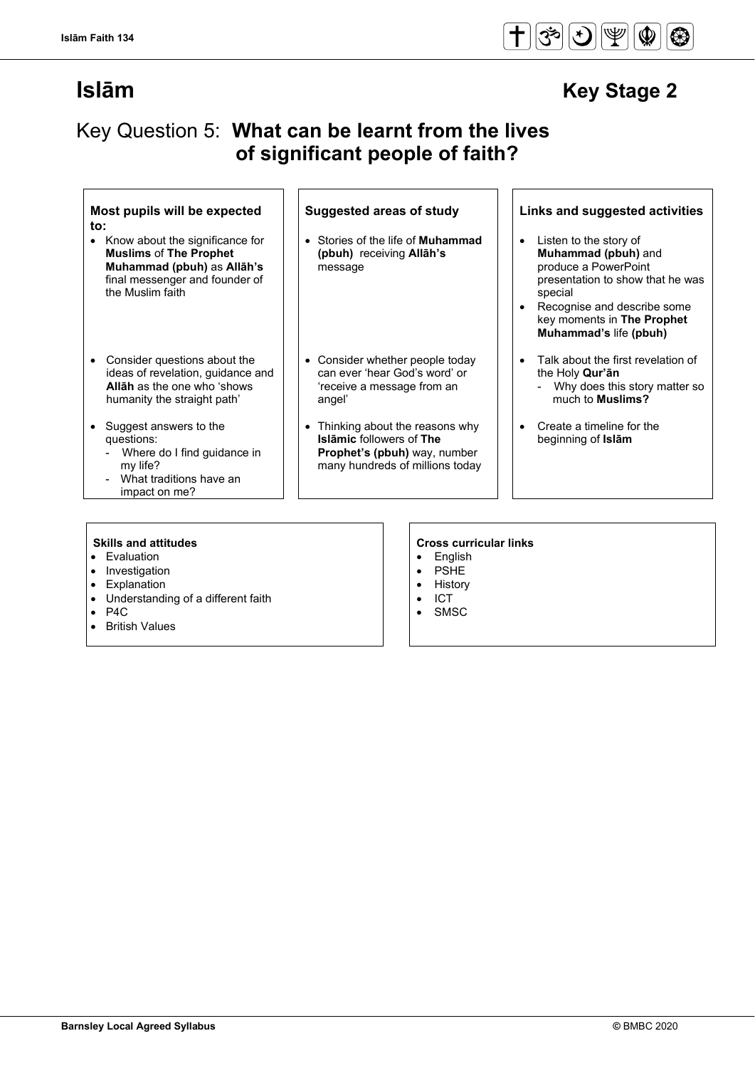# Islām

## Key Stage 2

## Key Question 5: **What can be learnt from the lives of significant people of faith?**

| Most pupils will be expected to: | Suggested areas of study | Links and suggested activities |
| --- | --- | --- |
| • Know about the significance for **Muslims** of **The Prophet Muhammad (pbuh)** as **Allāh's** final messenger and founder of the Muslim faith | • Stories of the life of **Muhammad (pbuh)** receiving **Allāh's** message | • Listen to the story of **Muhammad (pbuh)** and produce a PowerPoint presentation to show that he was special<br>• Recognise and describe some key moments in **The Prophet Muhammad's** life **(pbuh)** |
| • Consider questions about the ideas of revelation, guidance and **Allāh** as the one who 'shows humanity the straight path' | • Consider whether people today can ever 'hear God's word' or 'receive a message from an angel' | • Talk about the first revelation of the Holy **Qur'ān**<br>  - Why does this story matter so much to **Muslims?** |
| • Suggest answers to the questions:<br>  - Where do I find guidance in my life?<br>  - What traditions have an impact on me? | • Thinking about the reasons why **Islāmic** followers of **The Prophet's (pbuh)** way, number many hundreds of millions today | • Create a timeline for the beginning of **Islām** |

**Skills and attitudes**
- Evaluation
- Investigation
- Explanation
- Understanding of a different faith
- P4C
- British Values

**Cross curricular links**
- English
- PSHE
- History
- ICT
- SMSC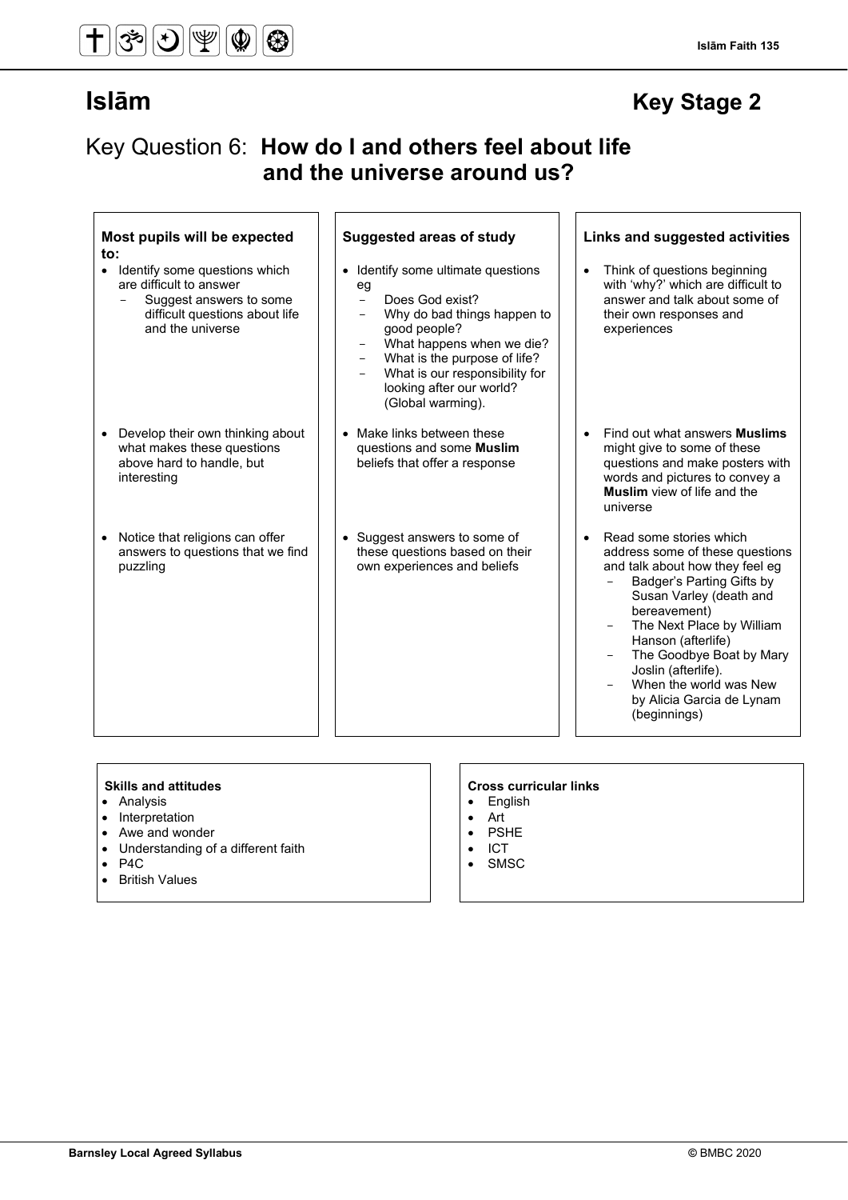# Islām

## Key Stage 2

## Key Question 6: **How do I and others feel about life and the universe around us?**

| Most pupils will be expected to: | Suggested areas of study | Links and suggested activities |
| --- | --- | --- |
| • Identify some questions which are difficult to answer<br>  - Suggest answers to some difficult questions about life and the universe | • Identify some ultimate questions eg<br>  - Does God exist?<br>  - Why do bad things happen to good people?<br>  - What happens when we die?<br>  - What is the purpose of life?<br>  - What is our responsibility for looking after our world? (Global warming). | • Think of questions beginning with 'why?' which are difficult to answer and talk about some of their own responses and experiences |
| • Develop their own thinking about what makes these questions above hard to handle, but interesting | • Make links between these questions and some **Muslim** beliefs that offer a response | • Find out what answers **Muslims** might give to some of these questions and make posters with words and pictures to convey a **Muslim** view of life and the universe |
| • Notice that religions can offer answers to questions that we find puzzling | • Suggest answers to some of these questions based on their own experiences and beliefs | • Read some stories which address some of these questions and talk about how they feel eg<br>  - Badger's Parting Gifts by Susan Varley (death and bereavement)<br>  - The Next Place by William Hanson (afterlife)<br>  - The Goodbye Boat by Mary Joslin (afterlife).<br>  - When the world was New by Alicia Garcia de Lynam (beginnings) |

**Skills and attitudes**
- Analysis
- Interpretation
- Awe and wonder
- Understanding of a different faith
- P4C
- British Values

**Cross curricular links**
- English
- Art
- PSHE
- ICT
- SMSC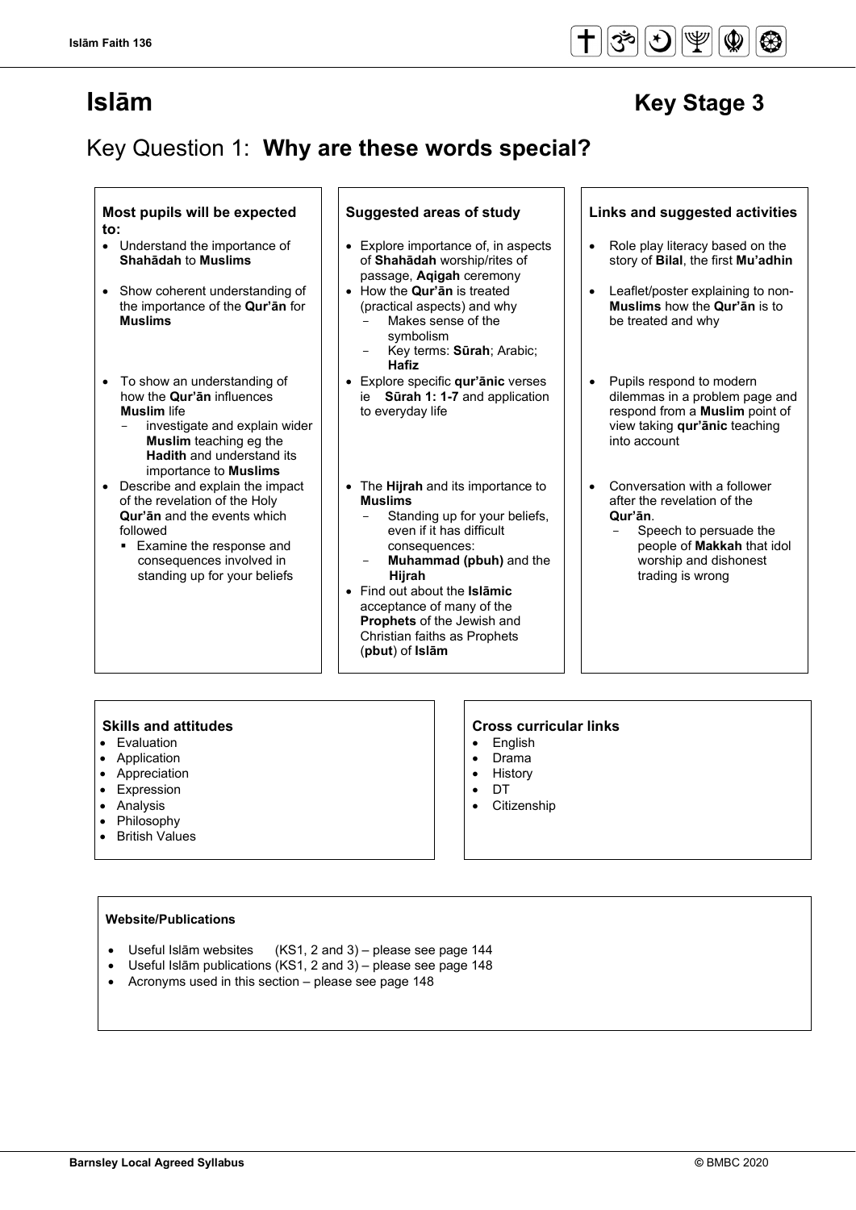# Islām

## Key Stage 3

## Key Question 1: **Why are these words special?**

| Most pupils will be expected to: | Suggested areas of study | Links and suggested activities |
|---|---|---|
| • Understand the importance of **Shahādah** to **Muslims** | • Explore importance of, in aspects of **Shahādah** worship/rites of passage, **Aqigah** ceremony | • Role play literacy based on the story of **Bilal**, the first **Mu'adhin** |
| • Show coherent understanding of the importance of the **Qur'ān** for **Muslims** | • How the **Qur'ān** is treated (practical aspects) and why<br>- Makes sense of the symbolism<br>- Key terms: **Sūrah**; Arabic; **Hafiz** | • Leaflet/poster explaining to non-**Muslims** how the **Qur'ān** is to be treated and why |
| • To show an understanding of how the **Qur'ān** influences **Muslim** life<br>- investigate and explain wider **Muslim** teaching eg the **Hadith** and understand its importance to **Muslims** | • Explore specific **qur'ānic** verses ie **Sūrah 1: 1-7** and application to everyday life | • Pupils respond to modern dilemmas in a problem page and respond from a **Muslim** point of view taking **qur'ānic** teaching into account |
| • Describe and explain the impact of the revelation of the Holy **Qur'ān** and the events which followed<br>▪ Examine the response and consequences involved in standing up for your beliefs | • The **Hijrah** and its importance to **Muslims**<br>- Standing up for your beliefs, even if it has difficult consequences:<br>- **Muhammad (pbuh)** and the **Hijrah**<br>• Find out about the **Islāmic** acceptance of many of the **Prophets** of the Jewish and Christian faiths as Prophets (**pbut**) of **Islām** | • Conversation with a follower after the revelation of the **Qur'ān**.<br>- Speech to persuade the people of **Makkah** that idol worship and dishonest trading is wrong |

**Skills and attitudes**
- Evaluation
- Application
- Appreciation
- Expression
- Analysis
- Philosophy
- British Values

**Cross curricular links**
- English
- Drama
- History
- DT
- Citizenship

**Website/Publications**

- Useful Islām websites (KS1, 2 and 3) – please see page 144
- Useful Islām publications (KS1, 2 and 3) – please see page 148
- Acronyms used in this section – please see page 148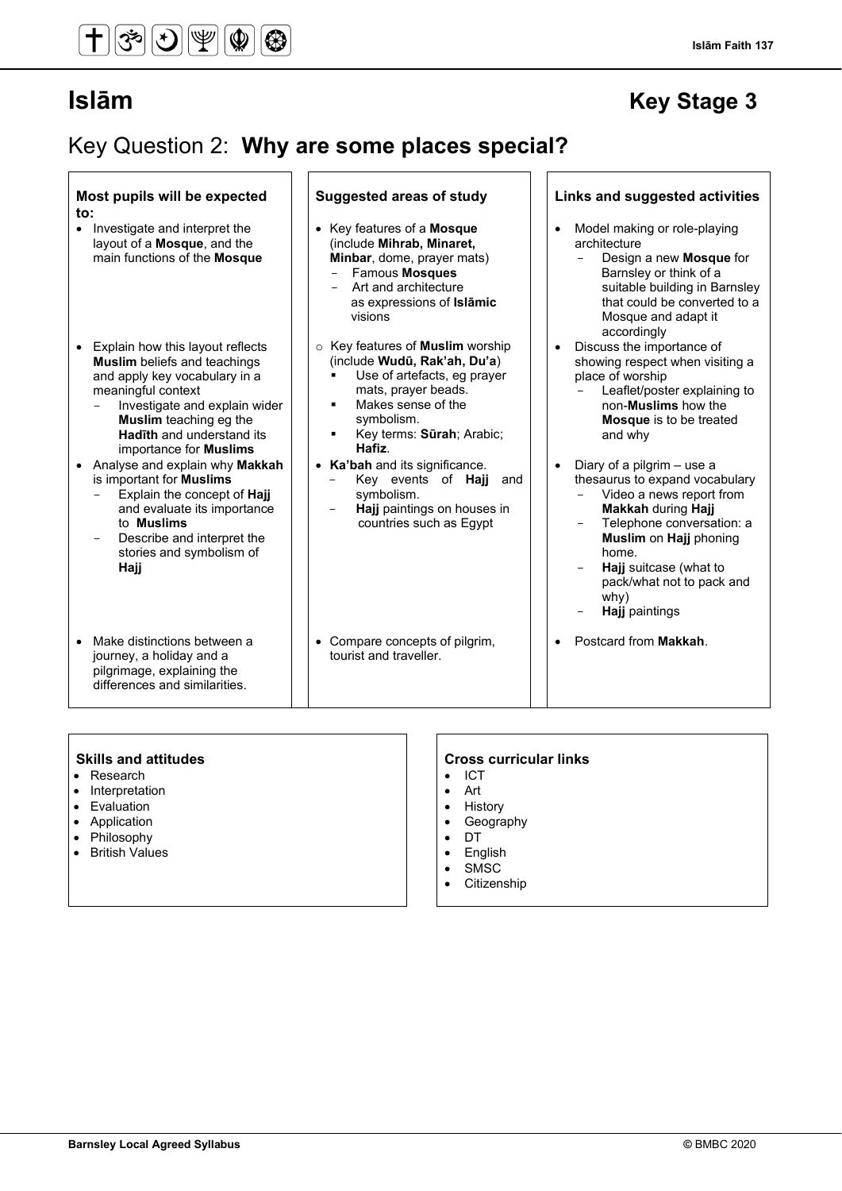# Islām

## Key Stage 3

## Key Question 2: **Why are some places special?**

| Most pupils will be expected to: | Suggested areas of study | Links and suggested activities |
|---|---|---|
| • Investigate and interpret the layout of a **Mosque**, and the main functions of the **Mosque** | • Key features of a **Mosque** (include **Mihrab, Minaret, Minbar**, dome, prayer mats)<br>– Famous **Mosques**<br>– Art and architecture as expressions of **Islāmic** visions | • Model making or role-playing architecture<br>– Design a new **Mosque** for Barnsley or think of a suitable building in Barnsley that could be converted to a Mosque and adapt it accordingly |
| • Explain how this layout reflects **Muslim** beliefs and teachings and apply key vocabulary in a meaningful context<br>– Investigate and explain wider **Muslim** teaching eg the **Hadīth** and understand its importance for **Muslims** | ○ Key features of **Muslim** worship (include **Wudū, Rak'ah, Du'a**)<br>▪ Use of artefacts, eg prayer mats, prayer beads.<br>▪ Makes sense of the symbolism.<br>▪ Key terms: **Sūrah**; Arabic; **Hafiz**. | • Discuss the importance of showing respect when visiting a place of worship<br>– Leaflet/poster explaining to non-**Muslims** how the **Mosque** is to be treated and why |
| • Analyse and explain why **Makkah** is important for **Muslims**<br>– Explain the concept of **Hajj** and evaluate its importance to **Muslims**<br>– Describe and interpret the stories and symbolism of **Hajj** | • **Ka'bah** and its significance.<br>– Key events of **Hajj** and symbolism.<br>– **Hajj** paintings on houses in countries such as Egypt | • Diary of a pilgrim – use a thesaurus to expand vocabulary<br>– Video a news report from **Makkah** during **Hajj**<br>– Telephone conversation: a **Muslim** on **Hajj** phoning home.<br>– **Hajj** suitcase (what to pack/what not to pack and why)<br>– **Hajj** paintings |
| • Make distinctions between a journey, a holiday and a pilgrimage, explaining the differences and similarities. | • Compare concepts of pilgrim, tourist and traveller. | • Postcard from **Makkah**. |

### Skills and attitudes

- Research
- Interpretation
- Evaluation
- Application
- Philosophy
- British Values

### Cross curricular links

- ICT
- Art
- History
- Geography
- DT
- English
- SMSC
- Citizenship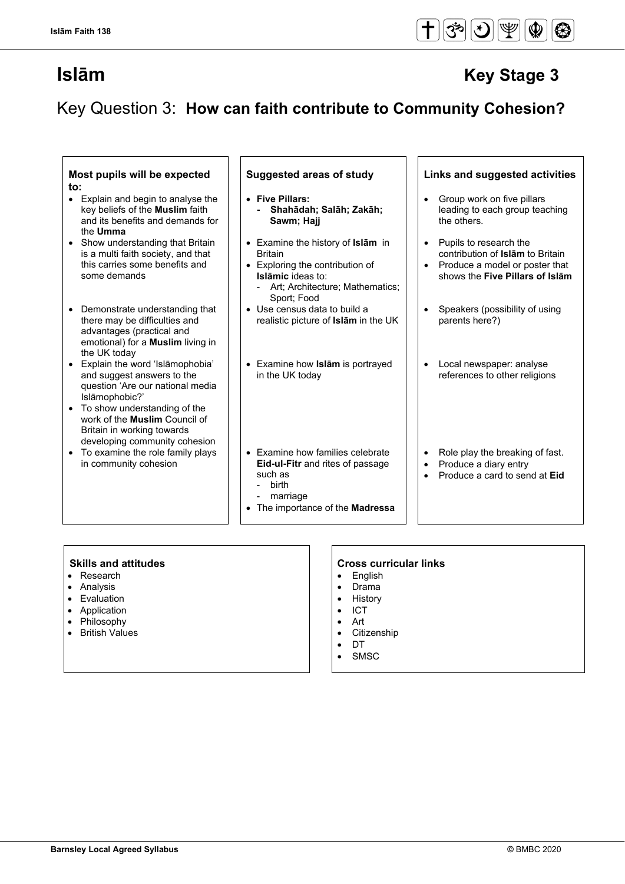# Islām Key Stage 3

## Key Question 3: **How can faith contribute to Community Cohesion?**

| Most pupils will be expected to: | Suggested areas of study | Links and suggested activities |
| --- | --- | --- |
| • Explain and begin to analyse the key beliefs of the **Muslim** faith and its benefits and demands for the **Umma** | • **Five Pillars:**<br>- **Shahādah; Salāh; Zakāh; Sawm; Hajj** | • Group work on five pillars leading to each group teaching the others. |
| • Show understanding that Britain is a multi faith society, and that this carries some benefits and some demands | • Examine the history of **Islām** in Britain<br>• Exploring the contribution of **Islāmic** ideas to:<br>- Art; Architecture; Mathematics; Sport; Food | • Pupils to research the contribution of **Islām** to Britain<br>• Produce a model or poster that shows the **Five Pillars of Islām** |
| • Demonstrate understanding that there may be difficulties and advantages (practical and emotional) for a **Muslim** living in the UK today | • Use census data to build a realistic picture of **Islām** in the UK | • Speakers (possibility of using parents here?) |
| • Explain the word 'Islāmophobia' and suggest answers to the question 'Are our national media Islāmophobic?'<br>• To show understanding of the work of the **Muslim** Council of Britain in working towards developing community cohesion | • Examine how **Islām** is portrayed in the UK today | • Local newspaper: analyse references to other religions |
| • To examine the role family plays in community cohesion | • Examine how families celebrate **Eid-ul-Fitr** and rites of passage such as<br>- birth<br>- marriage<br>• The importance of the **Madressa** | • Role play the breaking of fast.<br>• Produce a diary entry<br>• Produce a card to send at **Eid** |

### Skills and attitudes

- Research
- Analysis
- Evaluation
- Application
- Philosophy
- British Values

### Cross curricular links

- English
- Drama
- History
- ICT
- Art
- Citizenship
- DT
- SMSC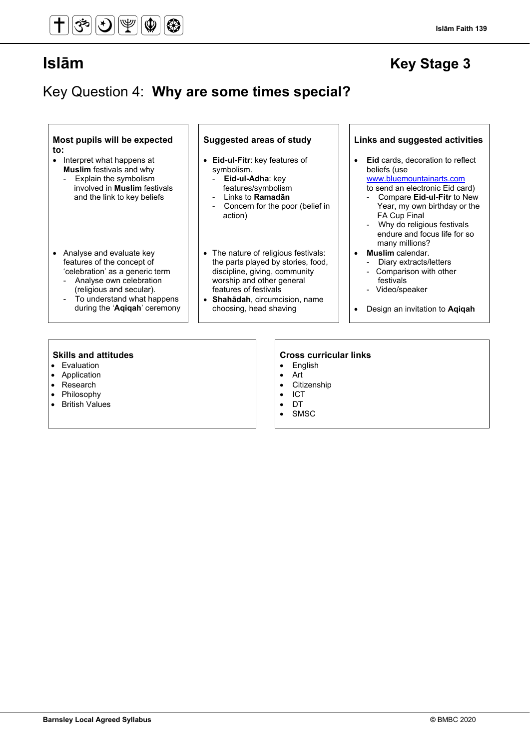# Islām

## Key Stage 3

## Key Question 4: **Why are some times special?**

| Most pupils will be expected to: | Suggested areas of study | Links and suggested activities |
|---|---|---|
| • Interpret what happens at **Muslim** festivals and why<br>- Explain the symbolism involved in **Muslim** festivals and the link to key beliefs | • **Eid-ul-Fitr**: key features of symbolism.<br>- **Eid-ul-Adha**: key features/symbolism<br>- Links to **Ramadān**<br>- Concern for the poor (belief in action) | • **Eid** cards, decoration to reflect beliefs (use www.bluemountainarts.com to send an electronic Eid card)<br>- Compare **Eid-ul-Fitr** to New Year, my own birthday or the FA Cup Final<br>- Why do religious festivals endure and focus life for so many millions? |
| • Analyse and evaluate key features of the concept of 'celebration' as a generic term<br>- Analyse own celebration (religious and secular).<br>- To understand what happens during the '**Aqiqah**' ceremony | • The nature of religious festivals: the parts played by stories, food, discipline, giving, community worship and other general features of festivals<br>• **Shahādah**, circumcision, name choosing, head shaving | • **Muslim** calendar.<br>- Diary extracts/letters<br>- Comparison with other festivals<br>- Video/speaker<br><br>• Design an invitation to **Aqiqah** |

### Skills and attitudes

- Evaluation
- Application
- Research
- Philosophy
- British Values

### Cross curricular links

- English
- Art
- Citizenship
- ICT
- DT
- SMSC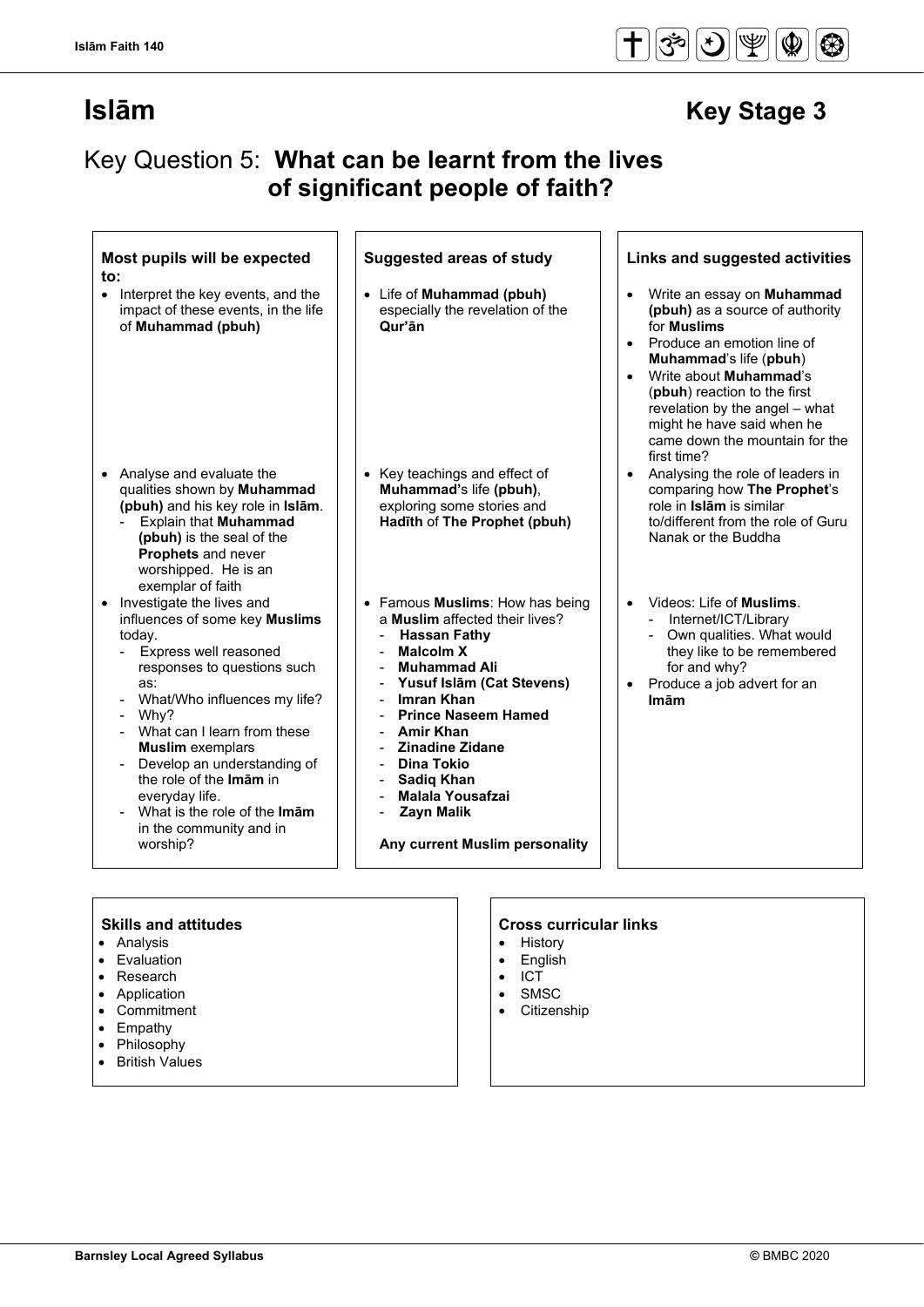# Islām

## Key Stage 3

## Key Question 5: **What can be learnt from the lives of significant people of faith?**

| Most pupils will be expected to: | Suggested areas of study | Links and suggested activities |
| --- | --- | --- |
| • Interpret the key events, and the impact of these events, in the life of **Muhammad (pbuh)** | • Life of **Muhammad (pbuh)** especially the revelation of the **Qur'ān** | • Write an essay on **Muhammad (pbuh)** as a source of authority for **Muslims**<br>• Produce an emotion line of **Muhammad**'s life (**pbuh**)<br>• Write about **Muhammad**'s (**pbuh**) reaction to the first revelation by the angel – what might he have said when he came down the mountain for the first time? |
| • Analyse and evaluate the qualities shown by **Muhammad (pbuh)** and his key role in **Islām**.<br>- Explain that **Muhammad (pbuh)** is the seal of the **Prophets** and never worshipped. He is an exemplar of faith | • Key teachings and effect of **Muhammad'**s life **(pbuh)**, exploring some stories and **Hadīth** of **The Prophet (pbuh)** | • Analysing the role of leaders in comparing how **The Prophet**'s role in **Islām** is similar to/different from the role of Guru Nanak or the Buddha |
| • Investigate the lives and influences of some key **Muslims** today.<br>- Express well reasoned responses to questions such as:<br>- What/Who influences my life?<br>- Why?<br>- What can I learn from these **Muslim** exemplars<br>- Develop an understanding of the role of the **Imām** in everyday life.<br>- What is the role of the **Imām** in the community and in worship? | • Famous **Muslims**: How has being a **Muslim** affected their lives?<br>- **Hassan Fathy**<br>- **Malcolm X**<br>- **Muhammad Ali**<br>- **Yusuf Islām (Cat Stevens)**<br>- **Imran Khan**<br>- **Prince Naseem Hamed**<br>- **Amir Khan**<br>- **Zinadine Zidane**<br>- **Dina Tokio**<br>- **Sadiq Khan**<br>- **Malala Yousafzai**<br>- **Zayn Malik**<br><br>**Any current Muslim personality** | • Videos: Life of **Muslims**.<br>- Internet/ICT/Library<br>- Own qualities. What would they like to be remembered for and why?<br>• Produce a job advert for an **Imām** |

### Skills and attitudes

- Analysis
- Evaluation
- Research
- Application
- Commitment
- Empathy
- Philosophy
- British Values

### Cross curricular links

- History
- English
- ICT
- SMSC
- Citizenship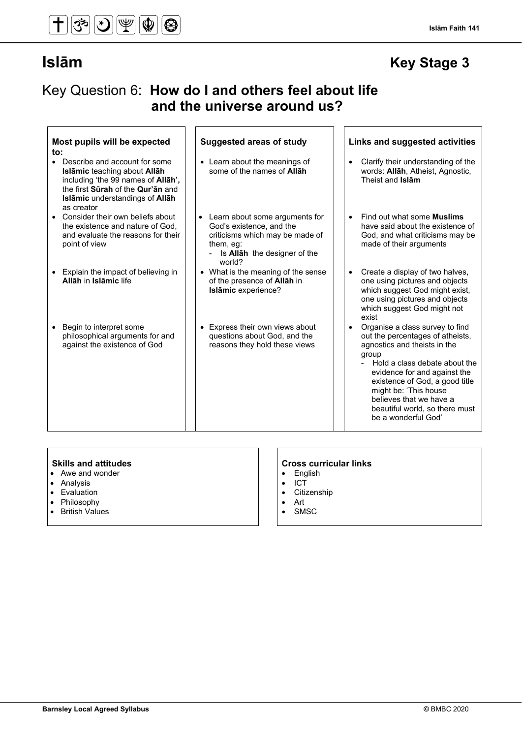# Islām

## Key Stage 3

## Key Question 6: **How do I and others feel about life and the universe around us?**

| Most pupils will be expected to: | Suggested areas of study | Links and suggested activities |
|---|---|---|
| • Describe and account for some **Islāmic** teaching about **Allāh** including 'the 99 names of **Allāh**', the first **Sūrah** of the **Qur'ān** and **Islāmic** understandings of **Allāh** as creator | • Learn about the meanings of some of the names of **Allāh** | • Clarify their understanding of the words: **Allāh**, Atheist, Agnostic, Theist and **Islām** |
| • Consider their own beliefs about the existence and nature of God, and evaluate the reasons for their point of view | • Learn about some arguments for God's existence, and the criticisms which may be made of them, eg:<br>- Is **Allāh** the designer of the world? | • Find out what some **Muslims** have said about the existence of God, and what criticisms may be made of their arguments |
| • Explain the impact of believing in **Allāh** in **Islāmic** life | • What is the meaning of the sense of the presence of **Allāh** in **Islāmic** experience? | • Create a display of two halves, one using pictures and objects which suggest God might exist, one using pictures and objects which suggest God might not exist |
| • Begin to interpret some philosophical arguments for and against the existence of God | • Express their own views about questions about God, and the reasons they hold these views | • Organise a class survey to find out the percentages of atheists, agnostics and theists in the group<br>- Hold a class debate about the evidence for and against the existence of God, a good title might be: 'This house believes that we have a beautiful world, so there must be a wonderful God' |

**Skills and attitudes**

- Awe and wonder
- Analysis
- Evaluation
- Philosophy
- British Values

**Cross curricular links**

- English
- ICT
- Citizenship
- Art
- SMSC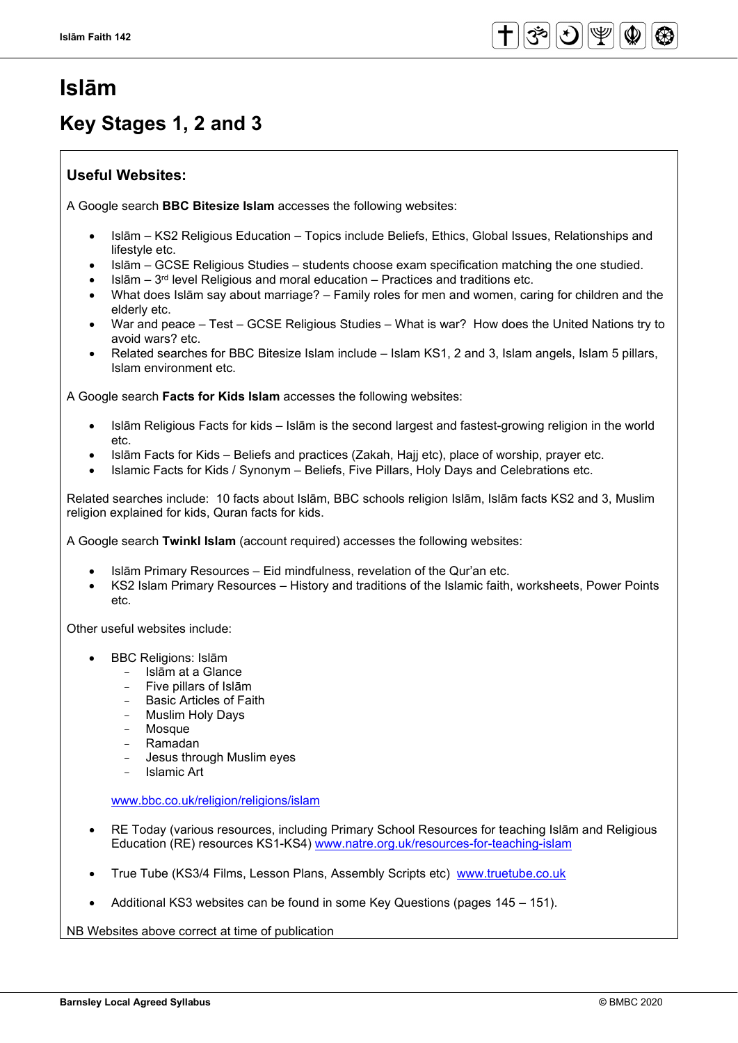# Islām

## Key Stages 1, 2 and 3

### Useful Websites:

A Google search **BBC Bitesize Islam** accesses the following websites:

- Islām – KS2 Religious Education – Topics include Beliefs, Ethics, Global Issues, Relationships and lifestyle etc.
- Islām – GCSE Religious Studies – students choose exam specification matching the one studied.
- Islām – 3rd level Religious and moral education – Practices and traditions etc.
- What does Islām say about marriage? – Family roles for men and women, caring for children and the elderly etc.
- War and peace – Test – GCSE Religious Studies – What is war? How does the United Nations try to avoid wars? etc.
- Related searches for BBC Bitesize Islam include – Islam KS1, 2 and 3, Islam angels, Islam 5 pillars, Islam environment etc.

A Google search **Facts for Kids Islam** accesses the following websites:

- Islām Religious Facts for kids – Islām is the second largest and fastest-growing religion in the world etc.
- Islām Facts for Kids – Beliefs and practices (Zakah, Hajj etc), place of worship, prayer etc.
- Islamic Facts for Kids / Synonym – Beliefs, Five Pillars, Holy Days and Celebrations etc.

Related searches include: 10 facts about Islām, BBC schools religion Islām, Islām facts KS2 and 3, Muslim religion explained for kids, Quran facts for kids.

A Google search **Twinkl Islam** (account required) accesses the following websites:

- Islām Primary Resources – Eid mindfulness, revelation of the Qur'an etc.
- KS2 Islam Primary Resources – History and traditions of the Islamic faith, worksheets, Power Points etc.

Other useful websites include:

- BBC Religions: Islām
  - Islām at a Glance
  - Five pillars of Islām
  - Basic Articles of Faith
  - Muslim Holy Days
  - Mosque
  - Ramadan
  - Jesus through Muslim eyes
  - Islamic Art

  www.bbc.co.uk/religion/religions/islam

- RE Today (various resources, including Primary School Resources for teaching Islām and Religious Education (RE) resources KS1-KS4) www.natre.org.uk/resources-for-teaching-islam

- True Tube (KS3/4 Films, Lesson Plans, Assembly Scripts etc) www.truetube.co.uk

- Additional KS3 websites can be found in some Key Questions (pages 145 – 151).

NB Websites above correct at time of publication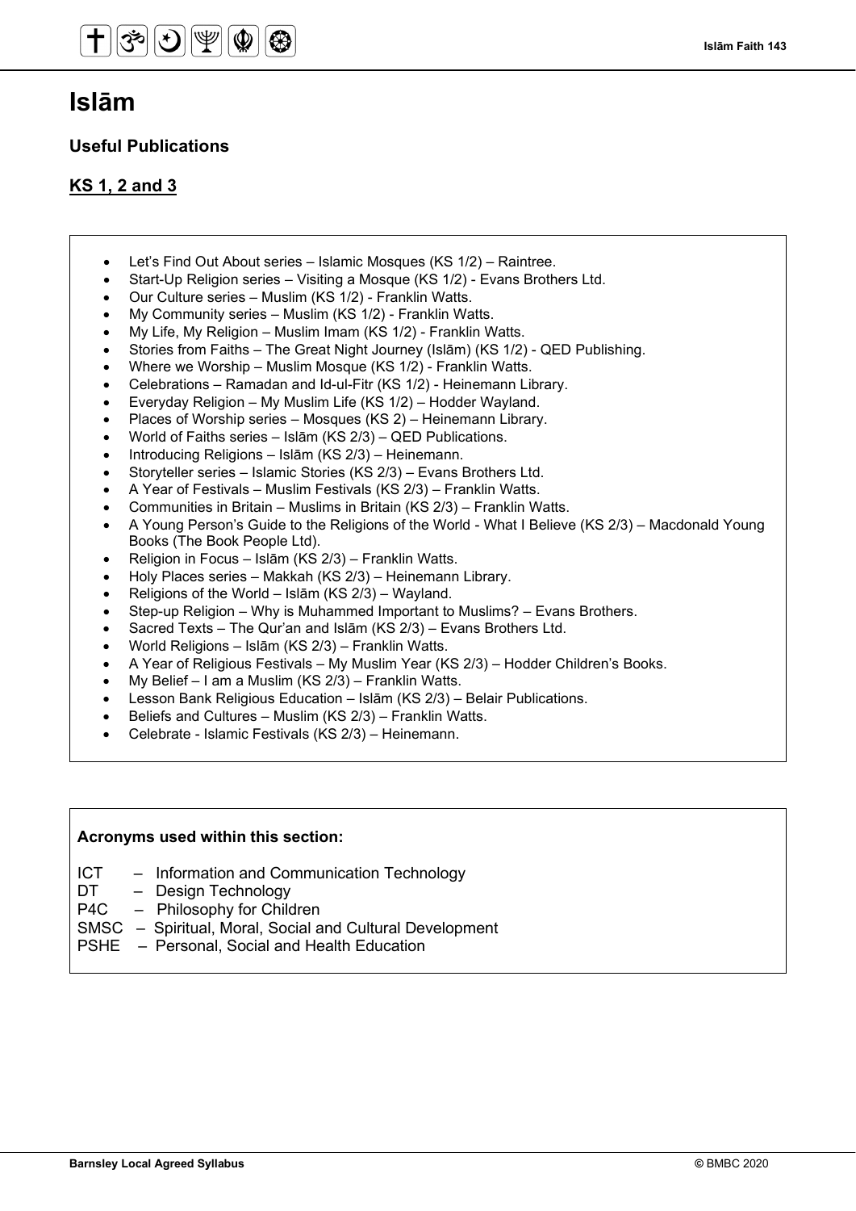# Islām

## Useful Publications

### KS 1, 2 and 3

- Let's Find Out About series – Islamic Mosques (KS 1/2) – Raintree.
- Start-Up Religion series – Visiting a Mosque (KS 1/2) - Evans Brothers Ltd.
- Our Culture series – Muslim (KS 1/2) - Franklin Watts.
- My Community series – Muslim (KS 1/2) - Franklin Watts.
- My Life, My Religion – Muslim Imam (KS 1/2) - Franklin Watts.
- Stories from Faiths – The Great Night Journey (Islām) (KS 1/2) - QED Publishing.
- Where we Worship – Muslim Mosque (KS 1/2) - Franklin Watts.
- Celebrations – Ramadan and Id-ul-Fitr (KS 1/2) - Heinemann Library.
- Everyday Religion – My Muslim Life (KS 1/2) – Hodder Wayland.
- Places of Worship series – Mosques (KS 2) – Heinemann Library.
- World of Faiths series – Islām (KS 2/3) – QED Publications.
- Introducing Religions – Islām (KS 2/3) – Heinemann.
- Storyteller series – Islamic Stories (KS 2/3) – Evans Brothers Ltd.
- A Year of Festivals – Muslim Festivals (KS 2/3) – Franklin Watts.
- Communities in Britain – Muslims in Britain (KS 2/3) – Franklin Watts.
- A Young Person's Guide to the Religions of the World - What I Believe (KS 2/3) – Macdonald Young Books (The Book People Ltd).
- Religion in Focus – Islām (KS 2/3) – Franklin Watts.
- Holy Places series – Makkah (KS 2/3) – Heinemann Library.
- Religions of the World – Islām (KS 2/3) – Wayland.
- Step-up Religion – Why is Muhammed Important to Muslims? – Evans Brothers.
- Sacred Texts – The Qur'an and Islām (KS 2/3) – Evans Brothers Ltd.
- World Religions – Islām (KS 2/3) – Franklin Watts.
- A Year of Religious Festivals – My Muslim Year (KS 2/3) – Hodder Children's Books.
- My Belief – I am a Muslim (KS 2/3) – Franklin Watts.
- Lesson Bank Religious Education – Islām (KS 2/3) – Belair Publications.
- Beliefs and Cultures – Muslim (KS 2/3) – Franklin Watts.
- Celebrate - Islamic Festivals (KS 2/3) – Heinemann.

**Acronyms used within this section:**

ICT – Information and Communication Technology
DT – Design Technology
P4C – Philosophy for Children
SMSC – Spiritual, Moral, Social and Cultural Development
PSHE – Personal, Social and Health Education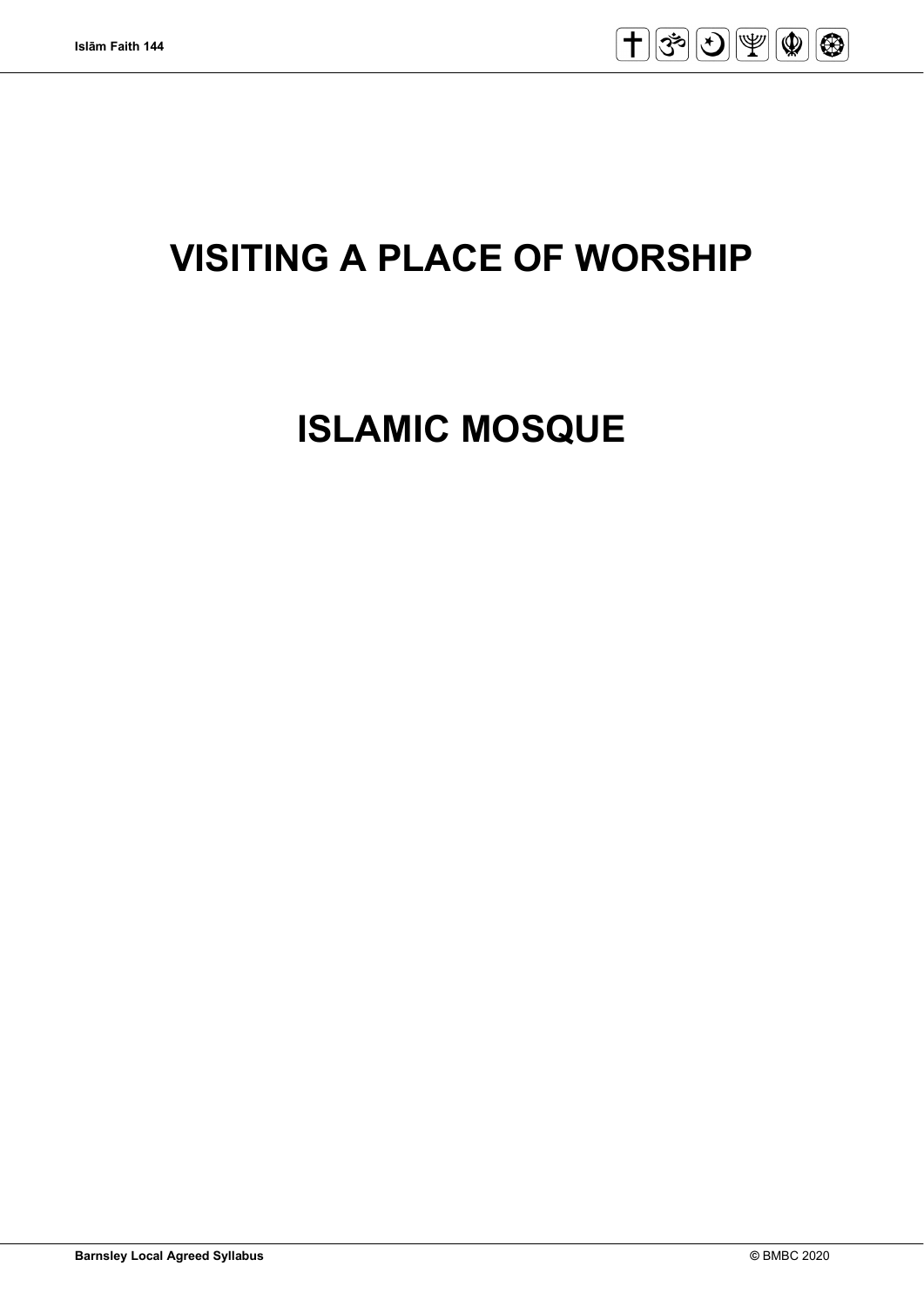# VISITING A PLACE OF WORSHIP

# ISLAMIC MOSQUE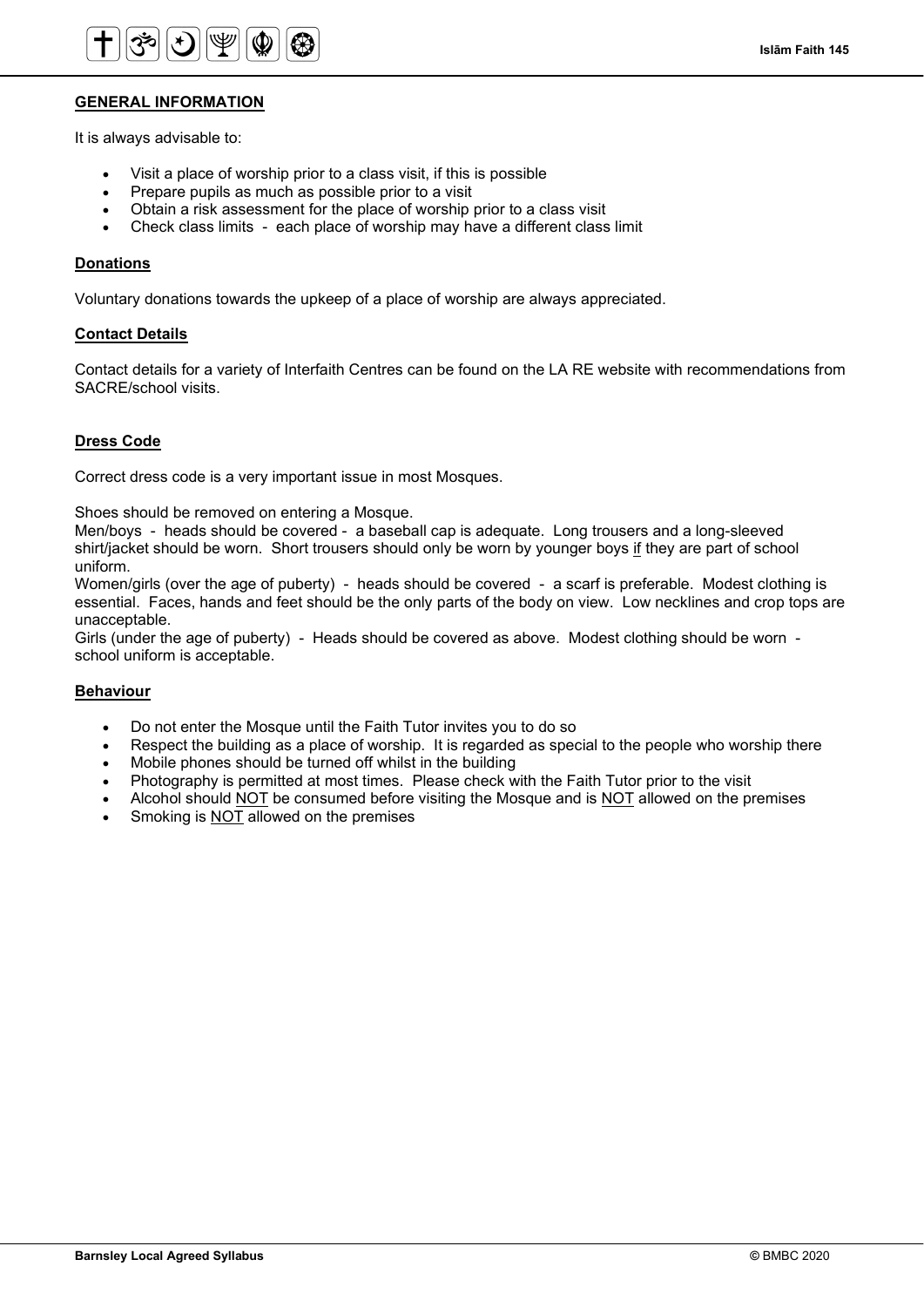## GENERAL INFORMATION

It is always advisable to:

- Visit a place of worship prior to a class visit, if this is possible
- Prepare pupils as much as possible prior to a visit
- Obtain a risk assessment for the place of worship prior to a class visit
- Check class limits - each place of worship may have a different class limit

### Donations

Voluntary donations towards the upkeep of a place of worship are always appreciated.

### Contact Details

Contact details for a variety of Interfaith Centres can be found on the LA RE website with recommendations from SACRE/school visits.

### Dress Code

Correct dress code is a very important issue in most Mosques.

Shoes should be removed on entering a Mosque.

Men/boys - heads should be covered - a baseball cap is adequate. Long trousers and a long-sleeved shirt/jacket should be worn. Short trousers should only be worn by younger boys if they are part of school uniform.

Women/girls (over the age of puberty) - heads should be covered - a scarf is preferable. Modest clothing is essential. Faces, hands and feet should be the only parts of the body on view. Low necklines and crop tops are unacceptable.

Girls (under the age of puberty) - Heads should be covered as above. Modest clothing should be worn - school uniform is acceptable.

### Behaviour

- Do not enter the Mosque until the Faith Tutor invites you to do so
- Respect the building as a place of worship. It is regarded as special to the people who worship there
- Mobile phones should be turned off whilst in the building
- Photography is permitted at most times. Please check with the Faith Tutor prior to the visit
- Alcohol should NOT be consumed before visiting the Mosque and is NOT allowed on the premises
- Smoking is NOT allowed on the premises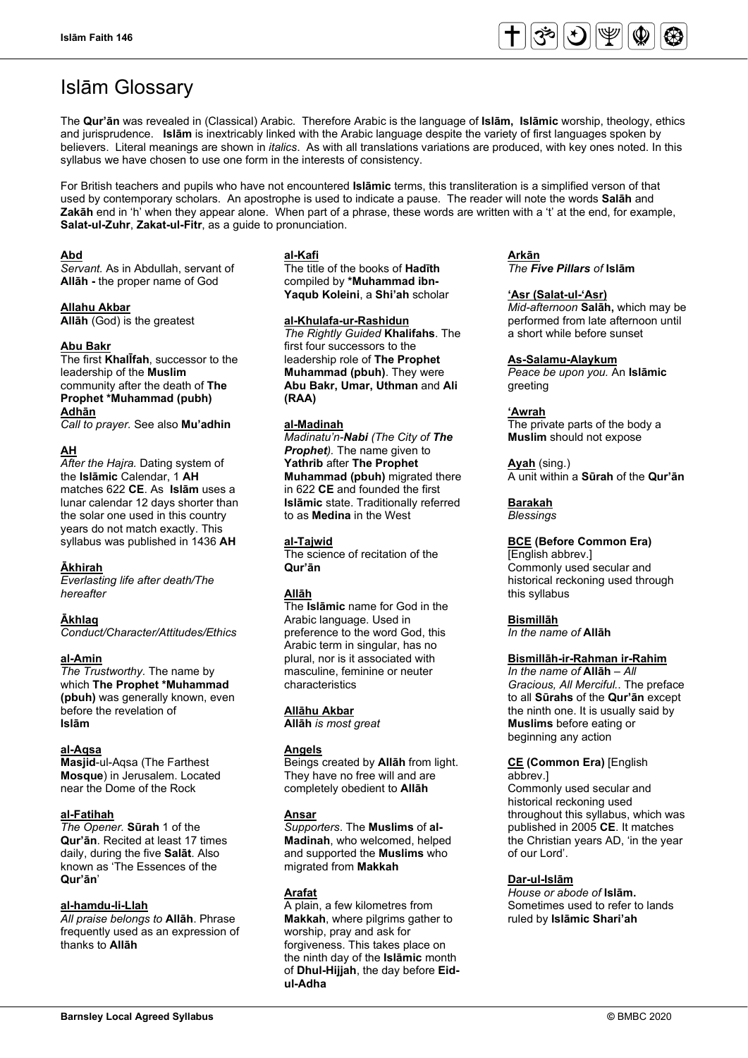# Islām Glossary

The **Qur'ān** was revealed in (Classical) Arabic. Therefore Arabic is the language of **Islām, Islāmic** worship, theology, ethics and jurisprudence. **Islām** is inextricably linked with the Arabic language despite the variety of first languages spoken by believers. Literal meanings are shown in *italics*. As with all translations variations are produced, with key ones noted. In this syllabus we have chosen to use one form in the interests of consistency.

For British teachers and pupils who have not encountered **Islāmic** terms, this transliteration is a simplified verson of that used by contemporary scholars. An apostrophe is used to indicate a pause. The reader will note the words **Salāh** and **Zakāh** end in 'h' when they appear alone. When part of a phrase, these words are written with a 't' at the end, for example, **Salat-ul-Zuhr**, **Zakat-ul-Fitr**, as a guide to pronunciation.

**Abd**
*Servant.* As in Abdullah, servant of **Allāh -** the proper name of God

**Allahu Akbar**
**Allāh** (God) is the greatest

**Abu Bakr**
The first **Khalīfah**, successor to the leadership of the **Muslim** community after the death of **The Prophet *Muhammad (pubh)**

**Adhān**
*Call to prayer.* See also **Mu'adhin**

**AH**
*After the Hajra.* Dating system of the **Islāmic** Calendar, 1 **AH** matches 622 **CE**. As **Islām** uses a lunar calendar 12 days shorter than the solar one used in this country years do not match exactly. This syllabus was published in 1436 **AH**

**Ākhirah**
*Everlasting life after death/The hereafter*

**Ākhlaq**
*Conduct/Character/Attitudes/Ethics*

**al-Amin**
*The Trustworthy.* The name by which **The Prophet *Muhammad (pbuh)** was generally known, even before the revelation of **Islām**

**al-Aqsa**
**Masjid**-ul-Aqsa (The Farthest **Mosque**) in Jerusalem. Located near the Dome of the Rock

**al-Fatihah**
*The Opener.* **Sūrah** 1 of the **Qur'ān**. Recited at least 17 times daily, during the five **Salāt**. Also known as 'The Essences of the **Qur'ān**'

**al-hamdu-li-Llah**
*All praise belongs to* **Allāh**. Phrase frequently used as an expression of thanks to **Allāh**

**al-Kafi**
The title of the books of **Hadīth** compiled by ***Muhammad ibn-Yaqub Koleini**, a **Shi'ah** scholar

**al-Khulafa-ur-Rashidun**
*The Rightly Guided* **Khalifahs**. The first four successors to the leadership role of **The Prophet Muhammad (pbuh)**. They were **Abu Bakr, Umar, Uthman** and **Ali (RAA)**

**al-Madinah**
*Madinatu'n-**Nabi** (The City of **The Prophet**).* The name given to **Yathrib** after **The Prophet Muhammad (pbuh)** migrated there in 622 **CE** and founded the first **Islāmic** state. Traditionally referred to as **Medina** in the West

**al-Tajwid**
The science of recitation of the **Qur'ān**

**Allāh**
The **Islāmic** name for God in the Arabic language. Used in preference to the word God, this Arabic term in singular, has no plural, nor is it associated with masculine, feminine or neuter characteristics

**Allāhu Akbar**
**Allāh** *is most great*

**Angels**
Beings created by **Allāh** from light. They have no free will and are completely obedient to **Allāh**

**Ansar**
*Supporters*. The **Muslims** of **al-Madinah**, who welcomed, helped and supported the **Muslims** who migrated from **Makkah**

**Arafat**
A plain, a few kilometres from **Makkah**, where pilgrims gather to worship, pray and ask for forgiveness. This takes place on the ninth day of the **Islāmic** month of **Dhul-Hijjah**, the day before **Eid-ul-Adha**

**Arkān**
*The **Five Pillars** of* **Islām**

**'Asr (Salat-ul-'Asr)**
*Mid-afternoon* **Salāh,** which may be performed from late afternoon until a short while before sunset

**As-Salamu-Alaykum**
*Peace be upon you.* An **Islāmic** greeting

**'Awrah**
The private parts of the body a **Muslim** should not expose

**Ayah** (sing.)
A unit within a **Sūrah** of the **Qur'ān**

**Barakah**
*Blessings*

**BCE (Before Common Era)**
[English abbrev.]
Commonly used secular and historical reckoning used through this syllabus

**Bismillāh**
*In the name of* **Allāh**

**Bismillāh-ir-Rahman ir-Rahim**
*In the name of* **Allāh** *– All Gracious, All Merciful.*. The preface to all **Sūrahs** of the **Qur'ān** except the ninth one. It is usually said by **Muslims** before eating or beginning any action

**CE (Common Era)** [English abbrev.]
Commonly used secular and historical reckoning used throughout this syllabus, which was published in 2005 **CE**. It matches the Christian years AD, 'in the year of our Lord'.

**Dar-ul-Islām**
*House or abode of* **Islām.** Sometimes used to refer to lands ruled by **Islāmic Shari'ah**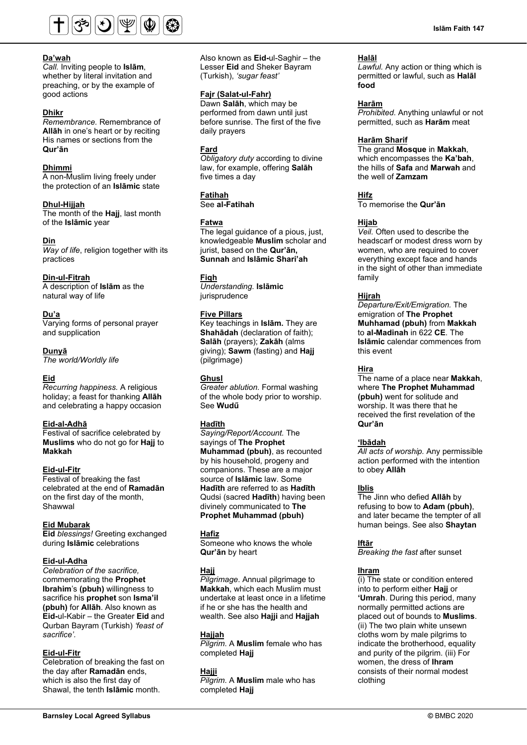**Da'wah**
*Call.* Inviting people to **Islām**, whether by literal invitation and preaching, or by the example of good actions

**Dhikr**
*Remembrance.* Remembrance of **Allāh** in one's heart or by reciting His names or sections from the **Qur'ān**

**Dhimmi**
A non-Muslim living freely under the protection of an **Islāmic** state

**Dhul-Hijjah**
The month of the **Hajj**, last month of the **Islāmic** year

**Din**
*Way of life*, religion together with its practices

**Din-ul-Fitrah**
A description of **Islām** as the natural way of life

**Du'a**
Varying forms of personal prayer and supplication

**Dunyā**
*The world/Worldly life*

**Eid**
*Recurring happiness.* A religious holiday; a feast for thanking **Allāh** and celebrating a happy occasion

**Eid-al-Adhā**
Festival of sacrifice celebrated by **Muslims** who do not go for **Hajj** to **Makkah**

**Eid-ul-Fitr**
Festival of breaking the fast celebrated at the end of **Ramadān** on the first day of the month, Shawwal

**Eid Mubarak**
**Eid** *blessings!* Greeting exchanged during **Islāmic** celebrations

**Eid-ul-Adha**
*Celebration of the sacrifice,* commemorating the **Prophet Ibrahim**'s **(pbuh)** willingness to sacrifice his **prophet** son **Isma'il (pbuh)** for **Allāh**. Also known as **Eid**-ul-Kabir – the Greater **Eid** and Qurban Bayram (Turkish) *'feast of sacrifice'.*

**Eid-ul-Fitr**
Celebration of breaking the fast on the day after **Ramadān** ends, which is also the first day of Shawal, the tenth **Islāmic** month. Also known as **Eid-**ul-Saghir – the Lesser **Eid** and Sheker Bayram (Turkish), *'sugar feast'*

**Fajr (Salat-ul-Fahr)**
Dawn **Salāh**, which may be performed from dawn until just before sunrise. The first of the five daily prayers

**Fard**
*Obligatory duty* according to divine law, for example, offering **Salāh** five times a day

**Fatihah**
See **al-Fatihah**

**Fatwa**
The legal guidance of a pious, just, knowledgeable **Muslim** scholar and jurist, based on the **Qur'ān, Sunnah** and **Islāmic Shari'ah**

**Fiqh**
*Understanding.* **Islāmic** jurisprudence

**Five Pillars**
Key teachings in **Islām.** They are **Shahādah** (declaration of faith); **Salāh** (prayers); **Zakāh** (alms giving); **Sawm** (fasting) and **Hajj** (pilgrimage)

**Ghusl**
*Greater ablution.* Formal washing of the whole body prior to worship. See **Wudū**

**Hadīth**
*Saying/Report/Account.* The sayings of **The Prophet Muhammad (pbuh)**, as recounted by his household, progeny and companions. These are a major source of **Islāmic** law. Some **Hadīth** Qudsi (sacred **Hadīth**) having been divinely communicated to **The Prophet Muhammad (pbuh)**

**Hafiz**
Someone who knows the whole **Qur'ān** by heart

**Hajj**
*Pilgrimage.* Annual pilgrimage to **Makkah**, which each Muslim must undertake at least once in a lifetime if he or she has the health and wealth. See also **Hajji** and **Hajjah**

**Hajjah**
*Pilgrim.* A **Muslim** female who has completed **Hajj**

**Hajji**
*Pilgrim.* A **Muslim** male who has completed **Hajj**

**Halāl**
*Lawful.* Any action or thing which is permitted or lawful, such as **Halāl food**

**Harām**
*Prohibited.* Anything unlawful or not permitted, such as **Harām** meat

**Harām Sharif**
The grand **Mosque** in **Makkah**, which encompasses the **Ka'bah**, the hills of **Safa** and **Marwah** and the well of **Zamzam**

**Hifz**
To memorise the **Qur'ān**

**Hijab**
*Veil.* Often used to describe the headscarf or modest dress worn by women, who are required to cover everything except face and hands in the sight of other than immediate family

**Hijrah**
*Departure/Exit/Emigration.* The emigration of **The Prophet Muhammad (pbuh)** from **Makkah** to **al-Madinah** in 622 **CE**. The **Islāmic** calendar commences from this event

**Hira**
The name of a place near **Makkah**, where **The Prophet Muhammad (pbuh)** went for solitude and worship. It was there that he received the first revelation of the **Qur'ān**

**'Ibādah**
*All acts of worship.* Any permissible action performed with the intention to obey **Allāh**

**Iblis**
The Jinn who defied **Allāh** by refusing to bow to **Adam (pbuh)**, and later became the tempter of all human beings. See also **Shaytan**

**Iftār**
*Breaking the fast* after sunset

**Ihram**
(i) The state or condition entered into to perform either **Hajj** or **'Umrah**. During this period, many normally permitted actions are placed out of bounds to **Muslims**. (ii) The two plain white unsewn cloths worn by male pilgrims to indicate the brotherhood, equality and purity of the pilgrim. (iii) For women, the dress of **Ihram** consists of their normal modest clothing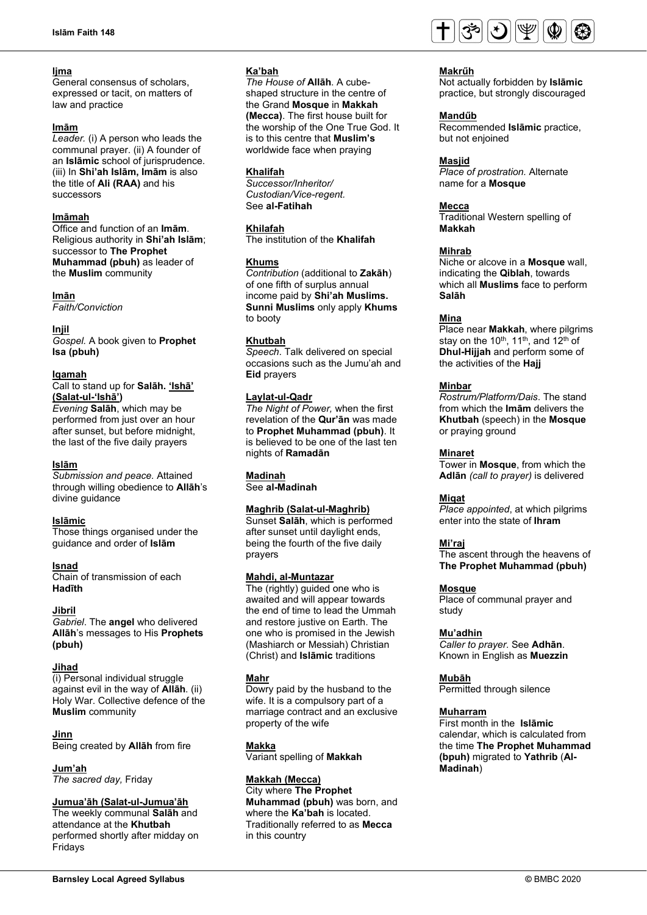**Ijma**
General consensus of scholars, expressed or tacit, on matters of law and practice

**Imām**
*Leader.* (i) A person who leads the communal prayer. (ii) A founder of an **Islāmic** school of jurisprudence. (iii) In **Shi'ah Islām, Imām** is also the title of **Ali (RAA)** and his successors

**Imāmah**
Office and function of an **Imām**. Religious authority in **Shi'ah Islām**; successor to **The Prophet Muhammad (pbuh)** as leader of the **Muslim** community

**Imān**
*Faith/Conviction*

**Injil**
*Gospel.* A book given to **Prophet Isa (pbuh)**

**Iqamah**
Call to stand up for **Salāh. 'Ishā' (Salat-ul-'Ishā')**
*Evening* **Salāh**, which may be performed from just over an hour after sunset, but before midnight, the last of the five daily prayers

**Islām**
*Submission and peace.* Attained through willing obedience to **Allāh**'s divine guidance

**Islāmic**
Those things organised under the guidance and order of **Islām**

**Isnad**
Chain of transmission of each **Hadīth**

**Jibril**
*Gabriel*. The **angel** who delivered **Allāh**'s messages to His **Prophets (pbuh)**

**Jihad**
(i) Personal individual struggle against evil in the way of **Allāh**. (ii) Holy War. Collective defence of the **Muslim** community

**Jinn**
Being created by **Allāh** from fire

**Jum'ah**
*The sacred day,* Friday

**Jumua'āh (Salat-ul-Jumua'āh**
The weekly communal **Salāh** and attendance at the **Khutbah** performed shortly after midday on Fridays

**Ka'bah**
*The House of* **Allāh***.* A cube-shaped structure in the centre of the Grand **Mosque** in **Makkah (Mecca)**. The first house built for the worship of the One True God. It is to this centre that **Muslim's** worldwide face when praying

**Khalifah**
*Successor/Inheritor/ Custodian/Vice-regent.*
See **al-Fatihah**

**Khilafah**
The institution of the **Khalifah**

**Khums**
*Contribution* (additional to **Zakāh**) of one fifth of surplus annual income paid by **Shi'ah Muslims. Sunni Muslims** only apply **Khums** to booty

**Khutbah**
*Speech*. Talk delivered on special occasions such as the Jumu'ah and **Eid** prayers

**Laylat-ul-Qadr**
*The Night of Power,* when the first revelation of the **Qur'ān** was made to **Prophet Muhammad (pbuh)**. It is believed to be one of the last ten nights of **Ramadān**

**Madinah**
See **al-Madinah**

**Maghrib (Salat-ul-Maghrib)**
Sunset **Salāh**, which is performed after sunset until daylight ends, being the fourth of the five daily prayers

**Mahdi, al-Muntazar**
The (rightly) guided one who is awaited and will appear towards the end of time to lead the Ummah and restore justive on Earth. The one who is promised in the Jewish (Mashiarch or Messiah) Christian (Christ) and **Islāmic** traditions

**Mahr**
Dowry paid by the husband to the wife. It is a compulsory part of a marriage contract and an exclusive property of the wife

**Makka**
Variant spelling of **Makkah**

**Makkah (Mecca)**
City where **The Prophet Muhammad (pbuh)** was born, and where the **Ka'bah** is located. Traditionally referred to as **Mecca** in this country

**Makrűh**
Not actually forbidden by **Islāmic** practice, but strongly discouraged

**Mandűb**
Recommended **Islāmic** practice, but not enjoined

**Masjid**
*Place of prostration.* Alternate name for a **Mosque**

**Mecca**
Traditional Western spelling of **Makkah**

**Mihrab**
Niche or alcove in a **Mosque** wall, indicating the **Qiblah**, towards which all **Muslims** face to perform **Salāh**

**Mina**
Place near **Makkah**, where pilgrims stay on the 10th, 11th, and 12th of **Dhul-Hijjah** and perform some of the activities of the **Hajj**

**Minbar**
*Rostrum/Platform/Dais.* The stand from which the **Imām** delivers the **Khutbah** (speech) in the **Mosque** or praying ground

**Minaret**
Tower in **Mosque**, from which the **Adlān** *(call to prayer)* is delivered

**Miqat**
*Place appointed*, at which pilgrims enter into the state of **Ihram**

**Mi'raj**
The ascent through the heavens of **The Prophet Muhammad (pbuh)**

**Mosque**
Place of communal prayer and study

**Mu'adhin**
*Caller to prayer.* See **Adhān**. Known in English as **Muezzin**

**Mubāh**
Permitted through silence

**Muharram**
First month in the **Islāmic** calendar, which is calculated from the time **The Prophet Muhammad (bpuh)** migrated to **Yathrib** (**Al-Madinah**)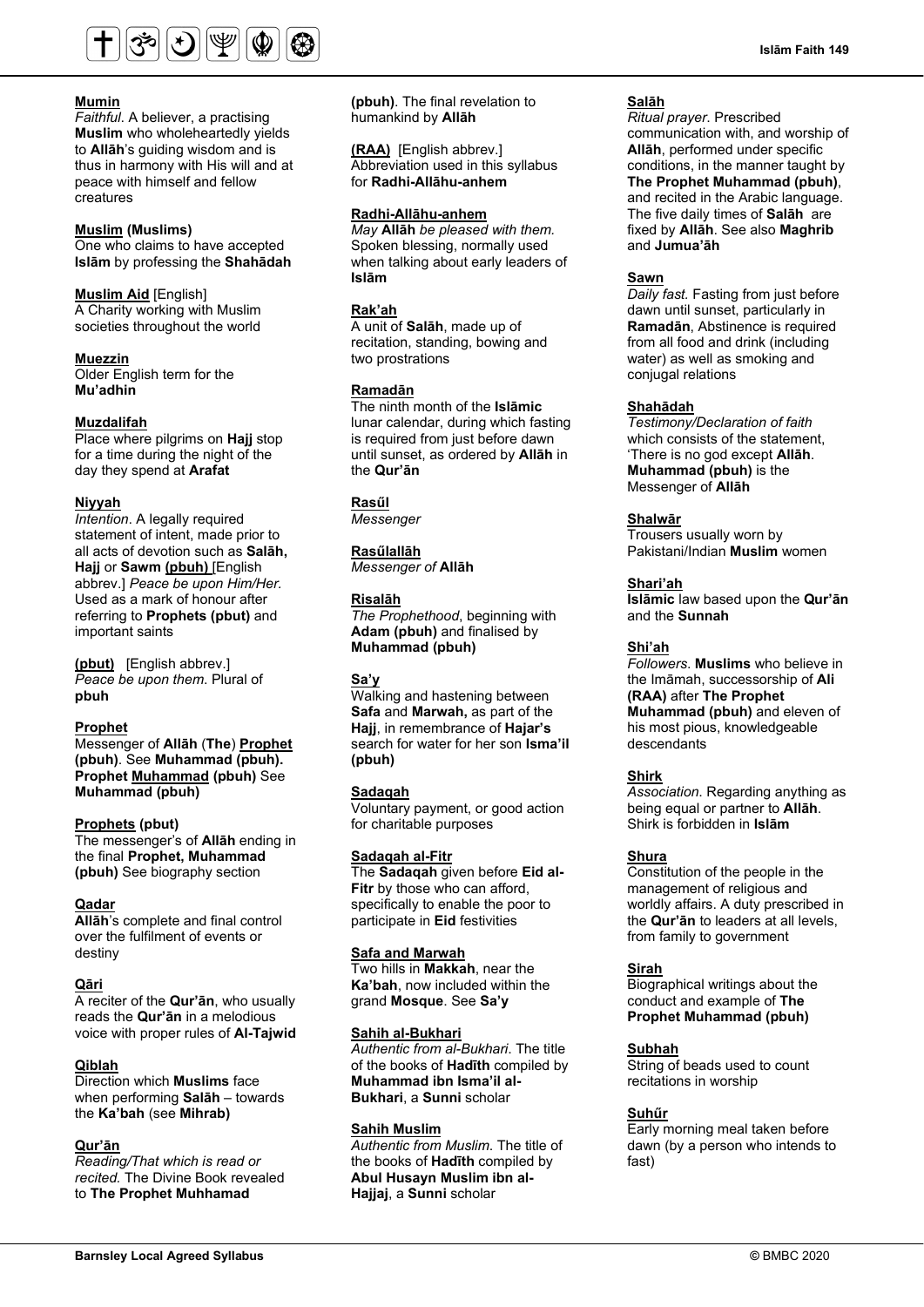**Mumin**
*Faithful*. A believer, a practising **Muslim** who wholeheartedly yields to **Allāh**'s guiding wisdom and is thus in harmony with His will and at peace with himself and fellow creatures

**Muslim (Muslims)**
One who claims to have accepted **Islām** by professing the **Shahādah**

**Muslim Aid** [English]
A Charity working with Muslim societies throughout the world

**Muezzin**
Older English term for the **Mu'adhin**

**Muzdalifah**
Place where pilgrims on **Hajj** stop for a time during the night of the day they spend at **Arafat**

**Niyyah**
*Intention*. A legally required statement of intent, made prior to all acts of devotion such as **Salāh, Hajj** or **Sawm** **(pbuh)** [English abbrev.] *Peace be upon Him/Her.* Used as a mark of honour after referring to **Prophets (pbut)** and important saints

**(pbut)** [English abbrev.]
*Peace be upon them*. Plural of **pbuh**

**Prophet**
Messenger of **Allāh** (**The**) **Prophet (pbuh)**. See **Muhammad (pbuh). Prophet Muhammad (pbuh)** See **Muhammad (pbuh)**

**Prophets (pbut)**
The messenger's of **Allāh** ending in the final **Prophet, Muhammad (pbuh)** See biography section

**Qadar**
**Allāh**'s complete and final control over the fulfilment of events or destiny

**Qāri**
A reciter of the **Qur'ān**, who usually reads the **Qur'ān** in a melodious voice with proper rules of **Al-Tajwid**

**Qiblah**
Direction which **Muslims** face when performing **Salāh** – towards the **Ka'bah** (see **Mihrab)**

**Qur'ān**
*Reading/That which is read or recited.* The Divine Book revealed to **The Prophet Muhhamad (pbuh)**. The final revelation to humankind by **Allāh**

**(RAA)** [English abbrev.]
Abbreviation used in this syllabus for **Radhi-Allāhu-anhem**

**Radhi-Allāhu-anhem**
*May* **Allāh** *be pleased with them.* Spoken blessing, normally used when talking about early leaders of **Islām**

**Rak'ah**
A unit of **Salāh**, made up of recitation, standing, bowing and two prostrations

**Ramadān**
The ninth month of the **Islāmic** lunar calendar, during which fasting is required from just before dawn until sunset, as ordered by **Allāh** in the **Qur'ān**

**Rasűl**
*Messenger*

**Rasűlallāh**
*Messenger of* **Allāh**

**Risalāh**
*The Prophethood*, beginning with **Adam (pbuh)** and finalised by **Muhammad (pbuh)**

**Sa'y**
Walking and hastening between **Safa** and **Marwah,** as part of the **Hajj**, in remembrance of **Hajar's** search for water for her son **Isma'il (pbuh)**

**Sadaqah**
Voluntary payment, or good action for charitable purposes

**Sadaqah al-Fitr**
The **Sadaqah** given before **Eid al-Fitr** by those who can afford, specifically to enable the poor to participate in **Eid** festivities

**Safa and Marwah**
Two hills in **Makkah**, near the **Ka'bah**, now included within the grand **Mosque**. See **Sa'y**

**Sahih al-Bukhari**
*Authentic from al-Bukhari*. The title of the books of **Hadīth** compiled by **Muhammad ibn Isma'il al-Bukhari**, a **Sunni** scholar

**Sahih Muslim**
*Authentic from Muslim*. The title of the books of **Hadīth** compiled by **Abul Husayn Muslim ibn al-Hajjaj**, a **Sunni** scholar

**Salāh**
*Ritual prayer*. Prescribed communication with, and worship of **Allāh**, performed under specific conditions, in the manner taught by **The Prophet Muhammad (pbuh)**, and recited in the Arabic language. The five daily times of **Salāh** are fixed by **Allāh**. See also **Maghrib** and **Jumua'āh**

**Sawn**
*Daily fast.* Fasting from just before dawn until sunset, particularly in **Ramadān**, Abstinence is required from all food and drink (including water) as well as smoking and conjugal relations

**Shahādah**
*Testimony/Declaration of faith* which consists of the statement, 'There is no god except **Allāh**. **Muhammad (pbuh)** is the Messenger of **Allāh**

**Shalwār**
Trousers usually worn by Pakistani/Indian **Muslim** women

**Shari'ah**
**Islāmic** law based upon the **Qur'ān** and the **Sunnah**

**Shi'ah**
*Followers*. **Muslims** who believe in the Imāmah, successorship of **Ali (RAA)** after **The Prophet Muhammad (pbuh)** and eleven of his most pious, knowledgeable descendants

**Shirk**
*Association*. Regarding anything as being equal or partner to **Allāh**. Shirk is forbidden in **Islām**

**Shura**
Constitution of the people in the management of religious and worldly affairs. A duty prescribed in the **Qur'ān** to leaders at all levels, from family to government

**Sirah**
Biographical writings about the conduct and example of **The Prophet Muhammad (pbuh)**

**Subhah**
String of beads used to count recitations in worship

**Suhűr**
Early morning meal taken before dawn (by a person who intends to fast)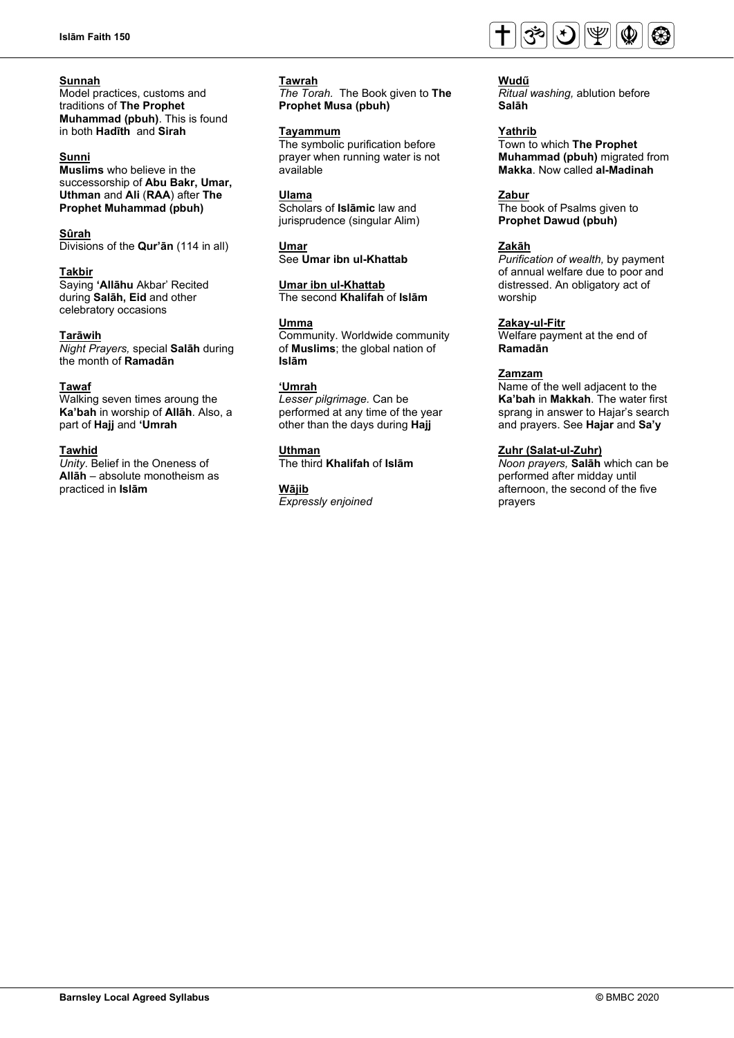**Sunnah**
Model practices, customs and traditions of **The Prophet Muhammad (pbuh)**. This is found in both **Hadīth** and **Sirah**

**Sunni**
**Muslims** who believe in the successorship of **Abu Bakr, Umar, Uthman** and **Ali** (**RAA**) after **The Prophet Muhammad (pbuh)**

**Sûrah**
Divisions of the **Qur'ān** (114 in all)

**Takbir**
Saying **'Allāhu** Akbar' Recited during **Salāh, Eid** and other celebratory occasions

**Tarāwih**
*Night Prayers,* special **Salāh** during the month of **Ramadān**

**Tawaf**
Walking seven times aroung the **Ka'bah** in worship of **Allāh**. Also, a part of **Hajj** and **'Umrah**

**Tawhid**
*Unity.* Belief in the Oneness of **Allāh** – absolute monotheism as practiced in **Islām**

**Tawrah**
*The Torah.* The Book given to **The Prophet Musa (pbuh)**

**Tayammum**
The symbolic purification before prayer when running water is not available

**Ulama**
Scholars of **Islāmic** law and jurisprudence (singular Alim)

**Umar**
See **Umar ibn ul-Khattab**

**Umar ibn ul-Khattab**
The second **Khalifah** of **Islām**

**Umma**
Community. Worldwide community of **Muslims**; the global nation of **Islām**

**'Umrah**
*Lesser pilgrimage.* Can be performed at any time of the year other than the days during **Hajj**

**Uthman**
The third **Khalifah** of **Islām**

**Wājib**
*Expressly enjoined*

**Wudű**
*Ritual washing,* ablution before **Salāh**

**Yathrib**
Town to which **The Prophet Muhammad (pbuh)** migrated from **Makka**. Now called **al-Madinah**

**Zabur**
The book of Psalms given to **Prophet Dawud (pbuh)**

**Zakāh**
*Purification of wealth,* by payment of annual welfare due to poor and distressed. An obligatory act of worship

**Zakay-ul-Fitr**
Welfare payment at the end of **Ramadān**

**Zamzam**
Name of the well adjacent to the **Ka'bah** in **Makkah**. The water first sprang in answer to Hajar's search and prayers. See **Hajar** and **Sa'y**

**Zuhr (Salat-ul-Zuhr)**
*Noon prayers,* **Salāh** which can be performed after midday until afternoon, the second of the five prayers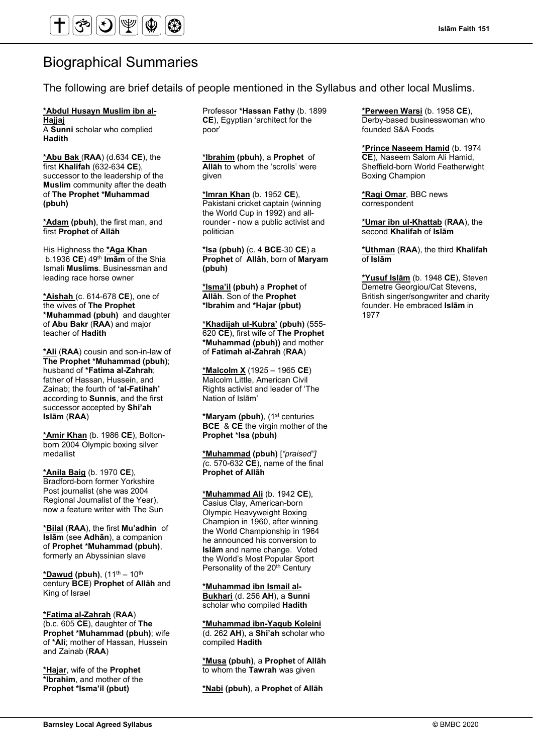# Biographical Summaries

The following are brief details of people mentioned in the Syllabus and other local Muslims.

**<u>*Abdul Husayn Muslim ibn al-Hajjaj</u>**
A **Sunni** scholar who complied **Hadith**

**<u>*Abu Bak</u>** (**RAA**) (d.634 **CE**), the first **Khalifah** (632-634 **CE**), successor to the leadership of the **Muslim** community after the death of **The Prophet *Muhammad (pbuh)**

**<u>*Adam</u> (pbuh)**, the first man, and first **Prophet** of **Allāh**

His Highness the **<u>*Aga Khan</u>** b.1936 **CE**) 49th **Imām** of the Shia Ismali **Muslims**. Businessman and leading race horse owner

**<u>*Aishah</u>** (c. 614-678 **CE**), one of the wives of **The Prophet *Muhammad (pbuh)** and daughter of **Abu Bakr** (**RAA**) and major teacher of **Hadith**

**<u>*Ali</u>** (**RAA**) cousin and son-in-law of **The Prophet *Muhammad (pbuh)**; husband of ***Fatima al-Zahrah**; father of Hassan, Hussein, and Zainab; the fourth of **'al-Fatihah'** according to **Sunnis**, and the first successor accepted by **Shi'ah Islām** (**RAA**)

**<u>*Amir Khan</u>** (b. 1986 **CE**), Bolton-born 2004 Olympic boxing silver medallist

**<u>*Anila Baig</u>** (b. 1970 **CE**), Bradford-born former Yorkshire Post journalist (she was 2004 Regional Journalist of the Year), now a feature writer with The Sun

**<u>*Bilal</u>** (**RAA**), the first **Mu'adhin** of **Islām** (see **Adhān**), a companion of **Prophet *Muhammad (pbuh)**, formerly an Abyssinian slave

**<u>*Dawud</u> (pbuh)**, (11th – 10th century **BCE**) **Prophet** of **Allāh** and King of Israel

**<u>*Fatima al-Zahrah</u>** (**RAA**) (b.c. 605 **CE**), daughter of **The Prophet *Muhammad (pbuh)**; wife of ***Ali**; mother of Hassan, Hussein and Zainab (**RAA**)

**<u>*Hajar</u>**, wife of the **Prophet *Ibrahim**, and mother of the **Prophet *Isma'il (pbut)**

Professor ***Hassan Fathy** (b. 1899 **CE**), Egyptian 'architect for the poor'

**<u>*Ibrahim</u> (pbuh)**, a **Prophet** of **Allāh** to whom the 'scrolls' were given

**<u>*Imran Khan</u>** (b. 1952 **CE**), Pakistani cricket captain (winning the World Cup in 1992) and all-rounder - now a public activist and politician

**<u>*Isa</u> (pbuh)** (c. 4 **BCE**-30 **CE**) a **Prophet** of **Allāh**, born of **Maryam (pbuh)**

**<u>*Isma'il</u> (pbuh)** a **Prophet** of **Allāh**. Son of the **Prophet *Ibrahim** and ***Hajar (pbut)**

**<u>*Khadijah ul-Kubra'</u> (pbuh)** (555-620 **CE**), first wife of **The Prophet *Muhammad (pbuh))** and mother of **Fatimah al-Zahrah** (**RAA**)

**<u>*Malcolm X</u>** (1925 – 1965 **CE**) Malcolm Little, American Civil Rights activist and leader of 'The Nation of Islām'

**<u>*Maryam</u> (pbuh)**, (1st centuries **BCE** & **CE** the virgin mother of the **Prophet *Isa (pbuh)**

**<u>*Muhammad</u> (pbuh)** [*"praised"]* *(c.* 570-632 **CE**), name of the final **Prophet of Allāh**

**<u>*Muhammad Ali</u>** (b. 1942 **CE**), Casius Clay, American-born Olympic Heavyweight Boxing Champion in 1960, after winning the World Championship in 1964 he announced his conversion to **Islām** and name change. Voted the World's Most Popular Sport Personality of the 20th Century

**<u>*Muhammad ibn Ismail al-Bukhari</u>** (d. 256 **AH**), a **Sunni** scholar who compiled **Hadith**

**<u>*Muhammad ibn-Yaqub Koleini</u>** (d. 262 **AH**), a **Shi'ah** scholar who compiled **Hadith**

**<u>*Musa</u> (pbuh)**, a **Prophet** of **Allāh** to whom the **Tawrah** was given

**<u>*Nabi</u> (pbuh)**, a **Prophet** of **Allāh**

**<u>*Perween Warsi</u>** (b. 1958 **CE**), Derby-based businesswoman who founded S&A Foods

**<u>*Prince Naseem Hamid</u>** (b. 1974 **CE**), Naseem Salom Ali Hamid, Sheffield-born World Featherwight Boxing Champion

**<u>*Ragi Omar</u>**, BBC news correspondent

**<u>*Umar ibn ul-Khattab</u>** (**RAA**), the second **Khalifah** of **Islām**

**<u>*Uthman</u>** (**RAA**), the third **Khalifah** of **Islām**

**<u>*Yusuf Islām</u>** (b. 1948 **CE**), Steven Demetre Georgiou/Cat Stevens, British singer/songwriter and charity founder. He embraced **Islām** in 1977